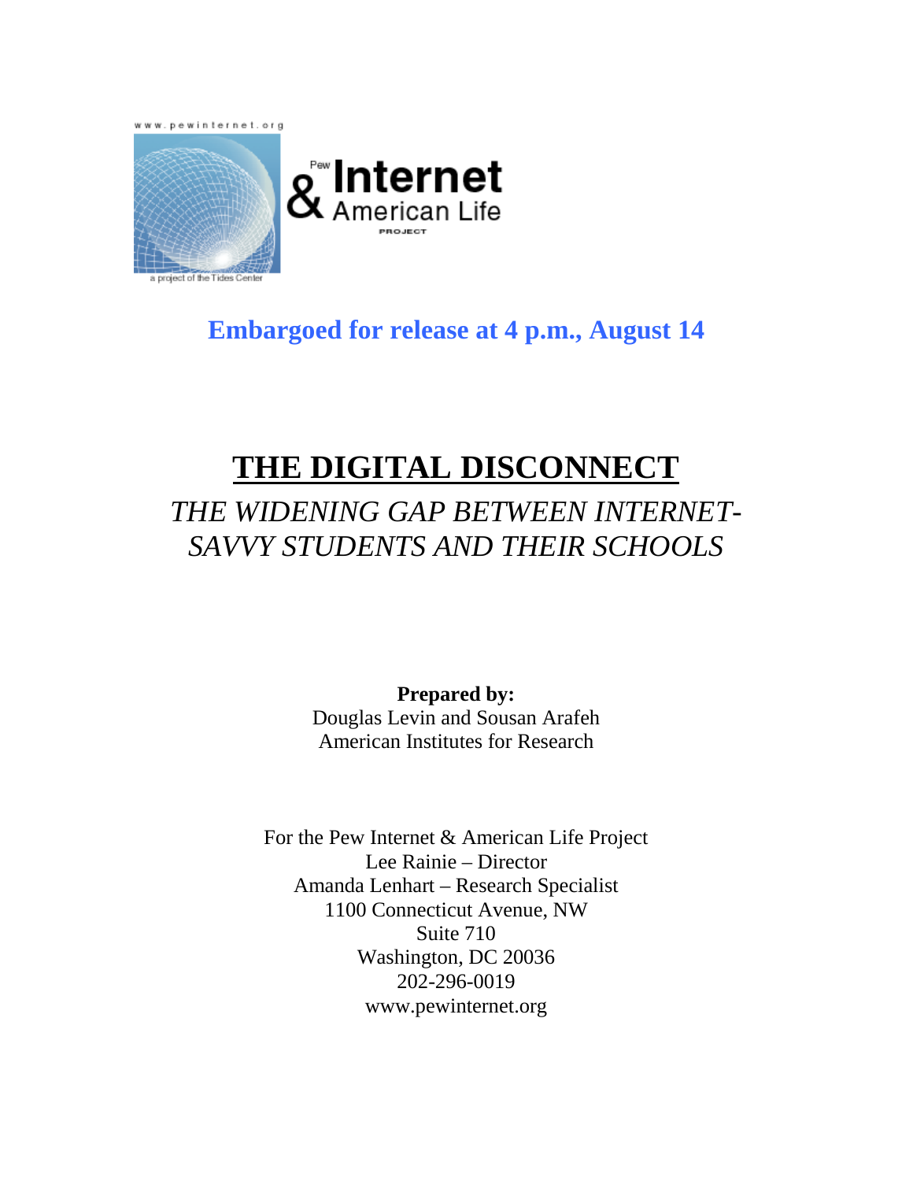www.pewinternet.org

Pew Internet & American Life Project

a project of the Tides Center

**Embargoed for release at 4 p.m., August 14**

# THE DIGITAL DISCONNECT

## *THE WIDENING GAP BETWEEN INTERNET-SAVVY STUDENTS AND THEIR SCHOOLS*

**Prepared by:**
Douglas Levin and Sousan Arafeh
American Institutes for Research

For the Pew Internet & American Life Project
Lee Rainie – Director
Amanda Lenhart – Research Specialist
1100 Connecticut Avenue, NW
Suite 710
Washington, DC 20036
202-296-0019
www.pewinternet.org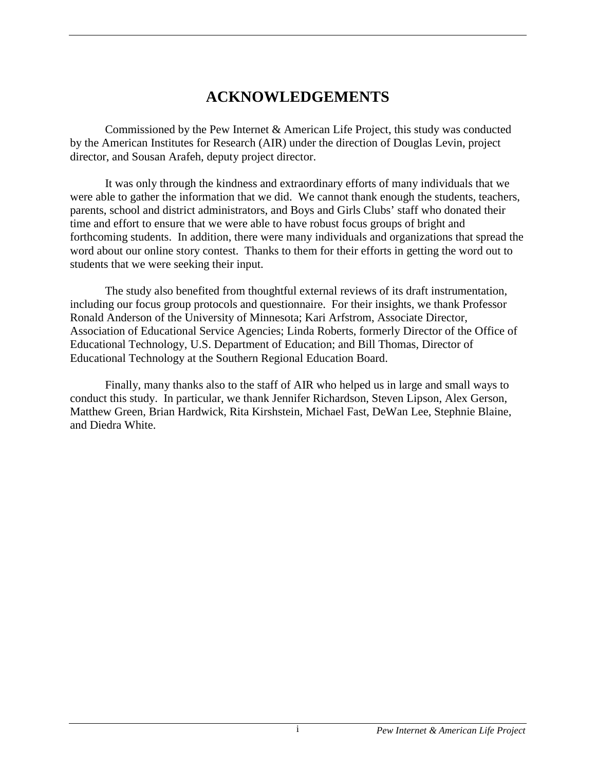# ACKNOWLEDGEMENTS

Commissioned by the Pew Internet & American Life Project, this study was conducted by the American Institutes for Research (AIR) under the direction of Douglas Levin, project director, and Sousan Arafeh, deputy project director.

It was only through the kindness and extraordinary efforts of many individuals that we were able to gather the information that we did. We cannot thank enough the students, teachers, parents, school and district administrators, and Boys and Girls Clubs' staff who donated their time and effort to ensure that we were able to have robust focus groups of bright and forthcoming students. In addition, there were many individuals and organizations that spread the word about our online story contest. Thanks to them for their efforts in getting the word out to students that we were seeking their input.

The study also benefited from thoughtful external reviews of its draft instrumentation, including our focus group protocols and questionnaire. For their insights, we thank Professor Ronald Anderson of the University of Minnesota; Kari Arfstrom, Associate Director, Association of Educational Service Agencies; Linda Roberts, formerly Director of the Office of Educational Technology, U.S. Department of Education; and Bill Thomas, Director of Educational Technology at the Southern Regional Education Board.

Finally, many thanks also to the staff of AIR who helped us in large and small ways to conduct this study. In particular, we thank Jennifer Richardson, Steven Lipson, Alex Gerson, Matthew Green, Brian Hardwick, Rita Kirshstein, Michael Fast, DeWan Lee, Stephnie Blaine, and Diedra White.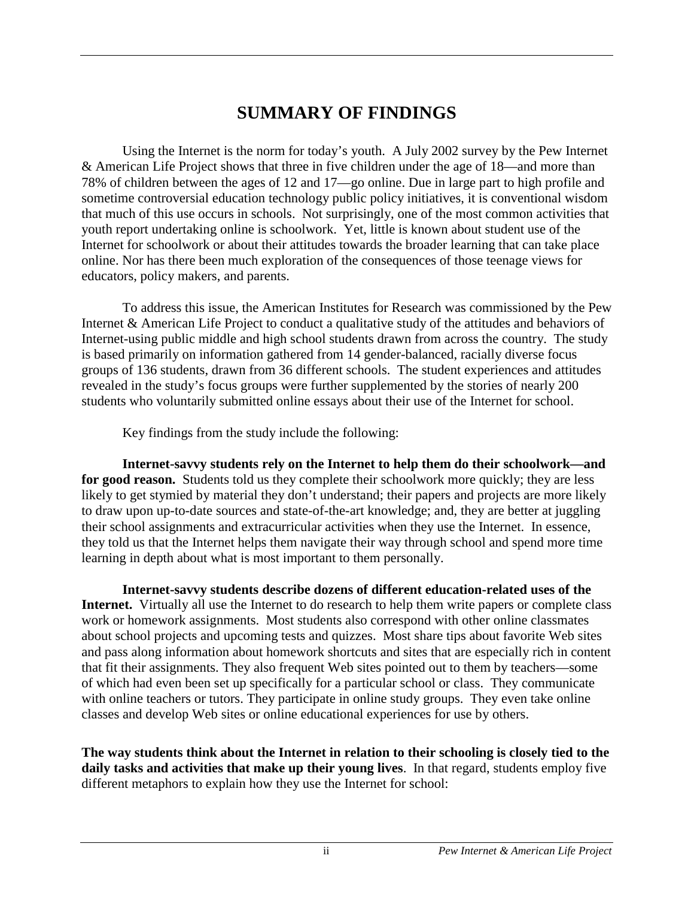# SUMMARY OF FINDINGS

Using the Internet is the norm for today's youth. A July 2002 survey by the Pew Internet & American Life Project shows that three in five children under the age of 18—and more than 78% of children between the ages of 12 and 17—go online. Due in large part to high profile and sometime controversial education technology public policy initiatives, it is conventional wisdom that much of this use occurs in schools. Not surprisingly, one of the most common activities that youth report undertaking online is schoolwork. Yet, little is known about student use of the Internet for schoolwork or about their attitudes towards the broader learning that can take place online. Nor has there been much exploration of the consequences of those teenage views for educators, policy makers, and parents.

To address this issue, the American Institutes for Research was commissioned by the Pew Internet & American Life Project to conduct a qualitative study of the attitudes and behaviors of Internet-using public middle and high school students drawn from across the country. The study is based primarily on information gathered from 14 gender-balanced, racially diverse focus groups of 136 students, drawn from 36 different schools. The student experiences and attitudes revealed in the study's focus groups were further supplemented by the stories of nearly 200 students who voluntarily submitted online essays about their use of the Internet for school.

Key findings from the study include the following:

**Internet-savvy students rely on the Internet to help them do their schoolwork—and for good reason.** Students told us they complete their schoolwork more quickly; they are less likely to get stymied by material they don't understand; their papers and projects are more likely to draw upon up-to-date sources and state-of-the-art knowledge; and, they are better at juggling their school assignments and extracurricular activities when they use the Internet. In essence, they told us that the Internet helps them navigate their way through school and spend more time learning in depth about what is most important to them personally.

**Internet-savvy students describe dozens of different education-related uses of the Internet.** Virtually all use the Internet to do research to help them write papers or complete class work or homework assignments. Most students also correspond with other online classmates about school projects and upcoming tests and quizzes. Most share tips about favorite Web sites and pass along information about homework shortcuts and sites that are especially rich in content that fit their assignments. They also frequent Web sites pointed out to them by teachers—some of which had even been set up specifically for a particular school or class. They communicate with online teachers or tutors. They participate in online study groups. They even take online classes and develop Web sites or online educational experiences for use by others.

**The way students think about the Internet in relation to their schooling is closely tied to the daily tasks and activities that make up their young lives**. In that regard, students employ five different metaphors to explain how they use the Internet for school: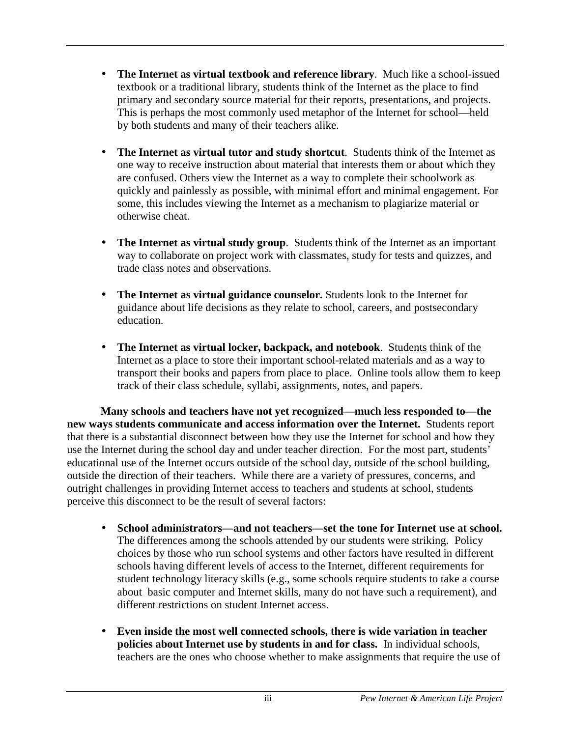- **The Internet as virtual textbook and reference library**. Much like a school-issued textbook or a traditional library, students think of the Internet as the place to find primary and secondary source material for their reports, presentations, and projects. This is perhaps the most commonly used metaphor of the Internet for school—held by both students and many of their teachers alike.

- **The Internet as virtual tutor and study shortcut**. Students think of the Internet as one way to receive instruction about material that interests them or about which they are confused. Others view the Internet as a way to complete their schoolwork as quickly and painlessly as possible, with minimal effort and minimal engagement. For some, this includes viewing the Internet as a mechanism to plagiarize material or otherwise cheat.

- **The Internet as virtual study group**. Students think of the Internet as an important way to collaborate on project work with classmates, study for tests and quizzes, and trade class notes and observations.

- **The Internet as virtual guidance counselor.** Students look to the Internet for guidance about life decisions as they relate to school, careers, and postsecondary education.

- **The Internet as virtual locker, backpack, and notebook**. Students think of the Internet as a place to store their important school-related materials and as a way to transport their books and papers from place to place. Online tools allow them to keep track of their class schedule, syllabi, assignments, notes, and papers.

**Many schools and teachers have not yet recognized—much less responded to—the new ways students communicate and access information over the Internet.** Students report that there is a substantial disconnect between how they use the Internet for school and how they use the Internet during the school day and under teacher direction. For the most part, students' educational use of the Internet occurs outside of the school day, outside of the school building, outside the direction of their teachers. While there are a variety of pressures, concerns, and outright challenges in providing Internet access to teachers and students at school, students perceive this disconnect to be the result of several factors:

- **School administrators—and not teachers—set the tone for Internet use at school.** The differences among the schools attended by our students were striking. Policy choices by those who run school systems and other factors have resulted in different schools having different levels of access to the Internet, different requirements for student technology literacy skills (e.g., some schools require students to take a course about basic computer and Internet skills, many do not have such a requirement), and different restrictions on student Internet access.

- **Even inside the most well connected schools, there is wide variation in teacher policies about Internet use by students in and for class.** In individual schools, teachers are the ones who choose whether to make assignments that require the use of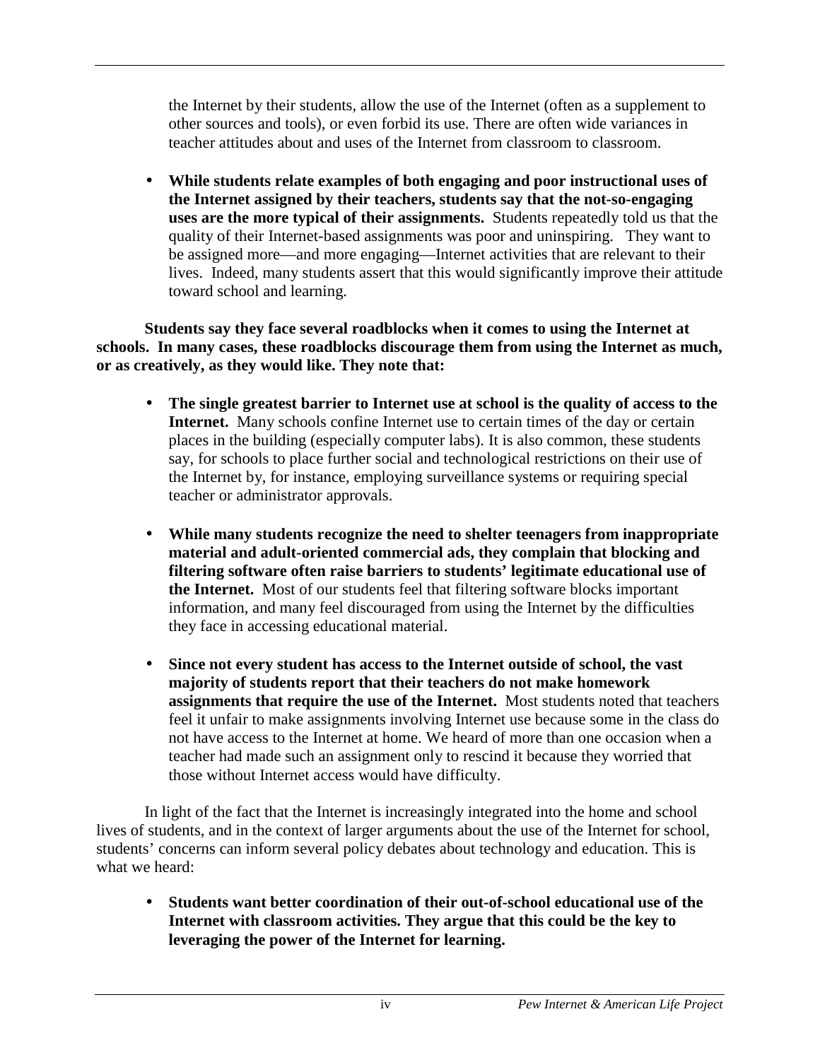the Internet by their students, allow the use of the Internet (often as a supplement to other sources and tools), or even forbid its use. There are often wide variances in teacher attitudes about and uses of the Internet from classroom to classroom.

- **While students relate examples of both engaging and poor instructional uses of the Internet assigned by their teachers, students say that the not-so-engaging uses are the more typical of their assignments.** Students repeatedly told us that the quality of their Internet-based assignments was poor and uninspiring. They want to be assigned more—and more engaging—Internet activities that are relevant to their lives. Indeed, many students assert that this would significantly improve their attitude toward school and learning.

**Students say they face several roadblocks when it comes to using the Internet at schools. In many cases, these roadblocks discourage them from using the Internet as much, or as creatively, as they would like. They note that:**

- **The single greatest barrier to Internet use at school is the quality of access to the Internet.** Many schools confine Internet use to certain times of the day or certain places in the building (especially computer labs). It is also common, these students say, for schools to place further social and technological restrictions on their use of the Internet by, for instance, employing surveillance systems or requiring special teacher or administrator approvals.

- **While many students recognize the need to shelter teenagers from inappropriate material and adult-oriented commercial ads, they complain that blocking and filtering software often raise barriers to students' legitimate educational use of the Internet.** Most of our students feel that filtering software blocks important information, and many feel discouraged from using the Internet by the difficulties they face in accessing educational material.

- **Since not every student has access to the Internet outside of school, the vast majority of students report that their teachers do not make homework assignments that require the use of the Internet.** Most students noted that teachers feel it unfair to make assignments involving Internet use because some in the class do not have access to the Internet at home. We heard of more than one occasion when a teacher had made such an assignment only to rescind it because they worried that those without Internet access would have difficulty.

In light of the fact that the Internet is increasingly integrated into the home and school lives of students, and in the context of larger arguments about the use of the Internet for school, students' concerns can inform several policy debates about technology and education. This is what we heard:

- **Students want better coordination of their out-of-school educational use of the Internet with classroom activities. They argue that this could be the key to leveraging the power of the Internet for learning.**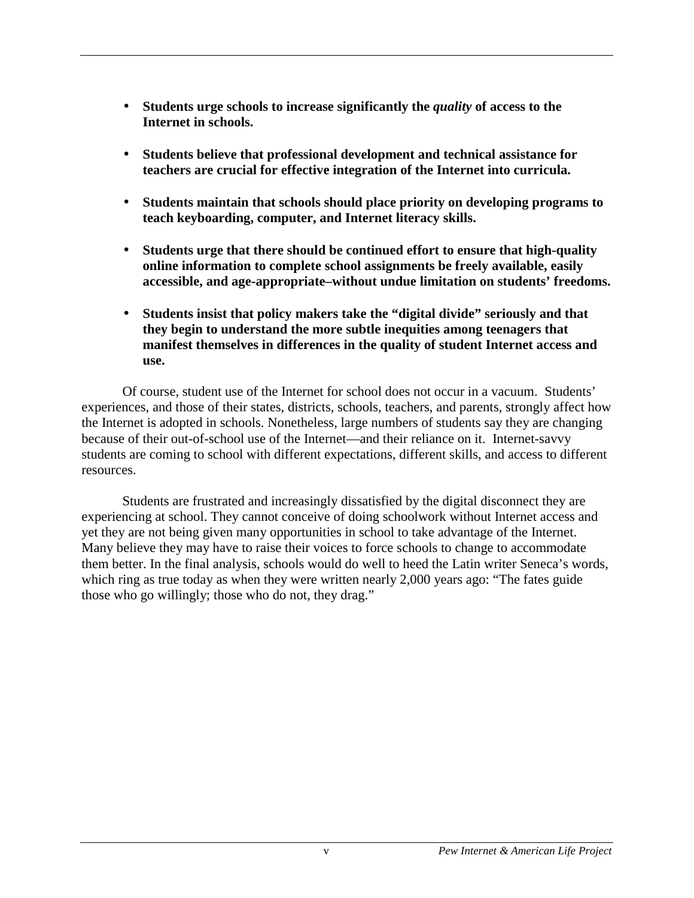- **Students urge schools to increase significantly the *quality* of access to the Internet in schools.**

- **Students believe that professional development and technical assistance for teachers are crucial for effective integration of the Internet into curricula.**

- **Students maintain that schools should place priority on developing programs to teach keyboarding, computer, and Internet literacy skills.**

- **Students urge that there should be continued effort to ensure that high-quality online information to complete school assignments be freely available, easily accessible, and age-appropriate–without undue limitation on students' freedoms.**

- **Students insist that policy makers take the "digital divide" seriously and that they begin to understand the more subtle inequities among teenagers that manifest themselves in differences in the quality of student Internet access and use.**

Of course, student use of the Internet for school does not occur in a vacuum. Students' experiences, and those of their states, districts, schools, teachers, and parents, strongly affect how the Internet is adopted in schools. Nonetheless, large numbers of students say they are changing because of their out-of-school use of the Internet—and their reliance on it. Internet-savvy students are coming to school with different expectations, different skills, and access to different resources.

Students are frustrated and increasingly dissatisfied by the digital disconnect they are experiencing at school. They cannot conceive of doing schoolwork without Internet access and yet they are not being given many opportunities in school to take advantage of the Internet. Many believe they may have to raise their voices to force schools to change to accommodate them better. In the final analysis, schools would do well to heed the Latin writer Seneca's words, which ring as true today as when they were written nearly 2,000 years ago: "The fates guide those who go willingly; those who do not, they drag."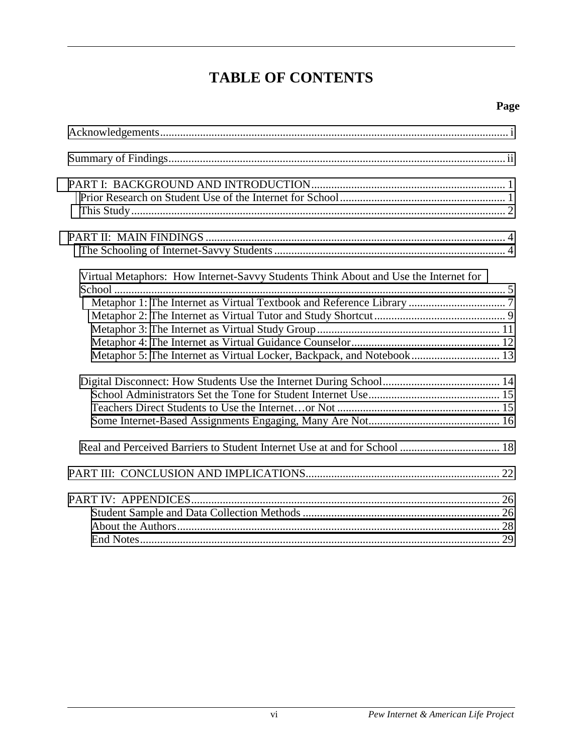# TABLE OF CONTENTS

**Page**

Acknowledgements........................................................................................................................ i

Summary of Findings.................................................................................................................... ii

PART I: BACKGROUND AND INTRODUCTION.................................................................... 1
- Prior Research on Student Use of the Internet for School.......................................................... 1
- This Study.................................................................................................................................. 2

PART II: MAIN FINDINGS ......................................................................................................... 4
- The Schooling of Internet-Savvy Students.................................................................................. 4

- Virtual Metaphors: How Internet-Savvy Students Think About and Use the Internet for School ........................................................................................................................................ 5
  - Metaphor 1: The Internet as Virtual Textbook and Reference Library .................................. 7
  - Metaphor 2: The Internet as Virtual Tutor and Study Shortcut .............................................. 9
  - Metaphor 3: The Internet as Virtual Study Group ................................................................ 11
  - Metaphor 4: The Internet as Virtual Guidance Counselor .................................................... 12
  - Metaphor 5: The Internet as Virtual Locker, Backpack, and Notebook ............................... 13

- Digital Disconnect: How Students Use the Internet During School......................................... 14
  - School Administrators Set the Tone for Student Internet Use............................................. 15
  - Teachers Direct Students to Use the Internet…or Not ......................................................... 15
  - Some Internet-Based Assignments Engaging, Many Are Not.............................................. 16

- Real and Perceived Barriers to Student Internet Use at and for School ................................... 18

PART III: CONCLUSION AND IMPLICATIONS................................................................... 22

PART IV: APPENDICES............................................................................................................ 26
- Student Sample and Data Collection Methods ..................................................................... 26
- About the Authors................................................................................................................. 28
- End Notes.............................................................................................................................. 29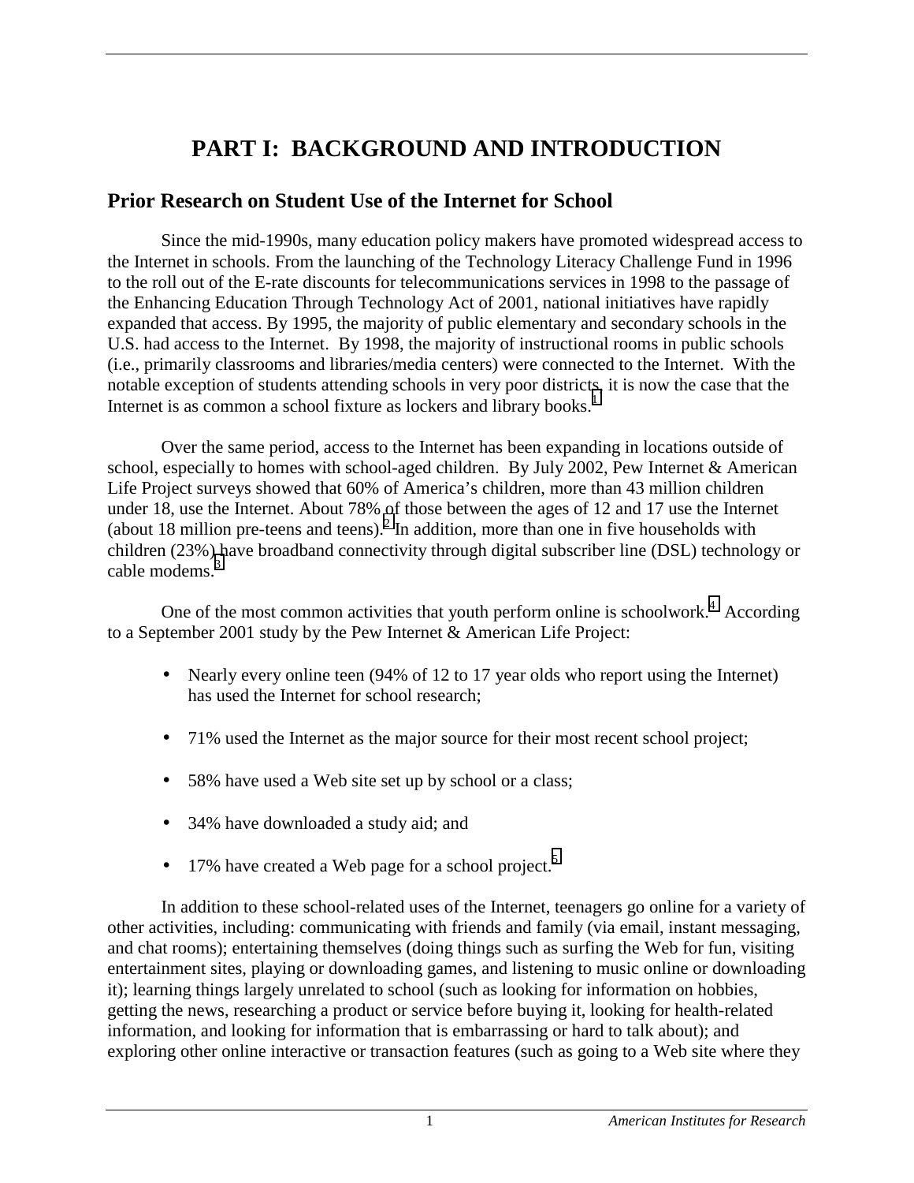# PART I: BACKGROUND AND INTRODUCTION

## Prior Research on Student Use of the Internet for School

Since the mid-1990s, many education policy makers have promoted widespread access to the Internet in schools. From the launching of the Technology Literacy Challenge Fund in 1996 to the roll out of the E-rate discounts for telecommunications services in 1998 to the passage of the Enhancing Education Through Technology Act of 2001, national initiatives have rapidly expanded that access. By 1995, the majority of public elementary and secondary schools in the U.S. had access to the Internet. By 1998, the majority of instructional rooms in public schools (i.e., primarily classrooms and libraries/media centers) were connected to the Internet. With the notable exception of students attending schools in very poor districts, it is now the case that the Internet is as common a school fixture as lockers and library books.[1]

Over the same period, access to the Internet has been expanding in locations outside of school, especially to homes with school-aged children. By July 2002, Pew Internet & American Life Project surveys showed that 60% of America's children, more than 43 million children under 18, use the Internet. About 78% of those between the ages of 12 and 17 use the Internet (about 18 million pre-teens and teens).[2] In addition, more than one in five households with children (23%) have broadband connectivity through digital subscriber line (DSL) technology or cable modems.[3]

One of the most common activities that youth perform online is schoolwork.[4] According to a September 2001 study by the Pew Internet & American Life Project:

- Nearly every online teen (94% of 12 to 17 year olds who report using the Internet) has used the Internet for school research;
- 71% used the Internet as the major source for their most recent school project;
- 58% have used a Web site set up by school or a class;
- 34% have downloaded a study aid; and
- 17% have created a Web page for a school project.[5]

In addition to these school-related uses of the Internet, teenagers go online for a variety of other activities, including: communicating with friends and family (via email, instant messaging, and chat rooms); entertaining themselves (doing things such as surfing the Web for fun, visiting entertainment sites, playing or downloading games, and listening to music online or downloading it); learning things largely unrelated to school (such as looking for information on hobbies, getting the news, researching a product or service before buying it, looking for health-related information, and looking for information that is embarrassing or hard to talk about); and exploring other online interactive or transaction features (such as going to a Web site where they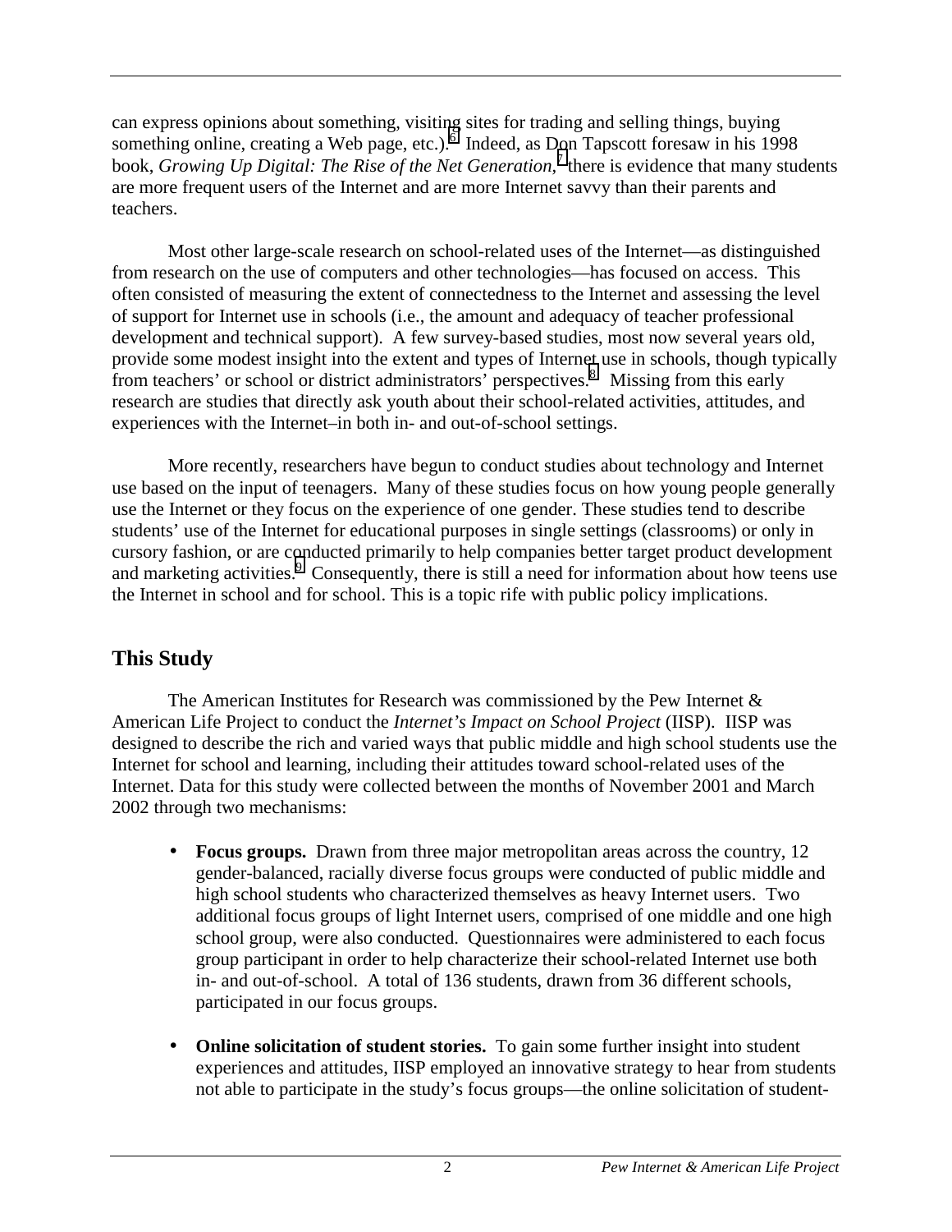can express opinions about something, visiting sites for trading and selling things, buying something online, creating a Web page, etc.).[6] Indeed, as Don Tapscott foresaw in his 1998 book, *Growing Up Digital: The Rise of the Net Generation*,[7] there is evidence that many students are more frequent users of the Internet and are more Internet savvy than their parents and teachers.

Most other large-scale research on school-related uses of the Internet—as distinguished from research on the use of computers and other technologies—has focused on access. This often consisted of measuring the extent of connectedness to the Internet and assessing the level of support for Internet use in schools (i.e., the amount and adequacy of teacher professional development and technical support). A few survey-based studies, most now several years old, provide some modest insight into the extent and types of Internet use in schools, though typically from teachers' or school or district administrators' perspectives.[8] Missing from this early research are studies that directly ask youth about their school-related activities, attitudes, and experiences with the Internet–in both in- and out-of-school settings.

More recently, researchers have begun to conduct studies about technology and Internet use based on the input of teenagers. Many of these studies focus on how young people generally use the Internet or they focus on the experience of one gender. These studies tend to describe students' use of the Internet for educational purposes in single settings (classrooms) or only in cursory fashion, or are conducted primarily to help companies better target product development and marketing activities.[9] Consequently, there is still a need for information about how teens use the Internet in school and for school. This is a topic rife with public policy implications.

## This Study

The American Institutes for Research was commissioned by the Pew Internet & American Life Project to conduct the *Internet's Impact on School Project* (IISP). IISP was designed to describe the rich and varied ways that public middle and high school students use the Internet for school and learning, including their attitudes toward school-related uses of the Internet. Data for this study were collected between the months of November 2001 and March 2002 through two mechanisms:

- **Focus groups.** Drawn from three major metropolitan areas across the country, 12 gender-balanced, racially diverse focus groups were conducted of public middle and high school students who characterized themselves as heavy Internet users. Two additional focus groups of light Internet users, comprised of one middle and one high school group, were also conducted. Questionnaires were administered to each focus group participant in order to help characterize their school-related Internet use both in- and out-of-school. A total of 136 students, drawn from 36 different schools, participated in our focus groups.

- **Online solicitation of student stories.** To gain some further insight into student experiences and attitudes, IISP employed an innovative strategy to hear from students not able to participate in the study's focus groups—the online solicitation of student-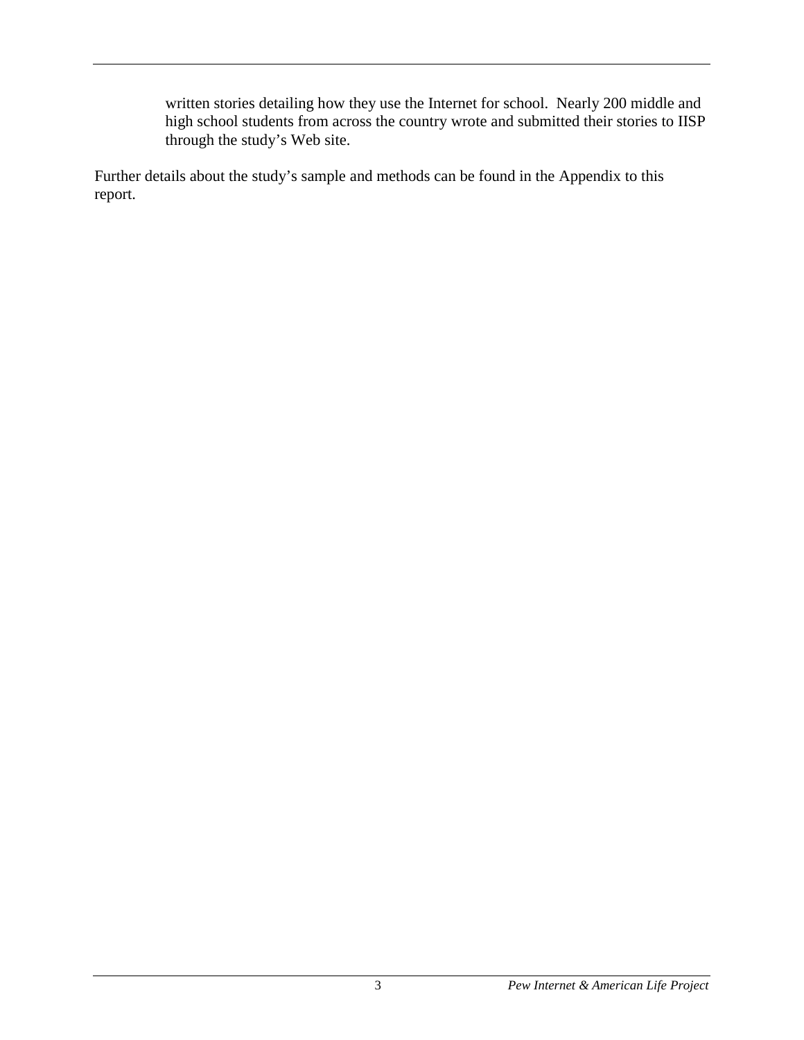written stories detailing how they use the Internet for school. Nearly 200 middle and high school students from across the country wrote and submitted their stories to IISP through the study's Web site.

Further details about the study's sample and methods can be found in the Appendix to this report.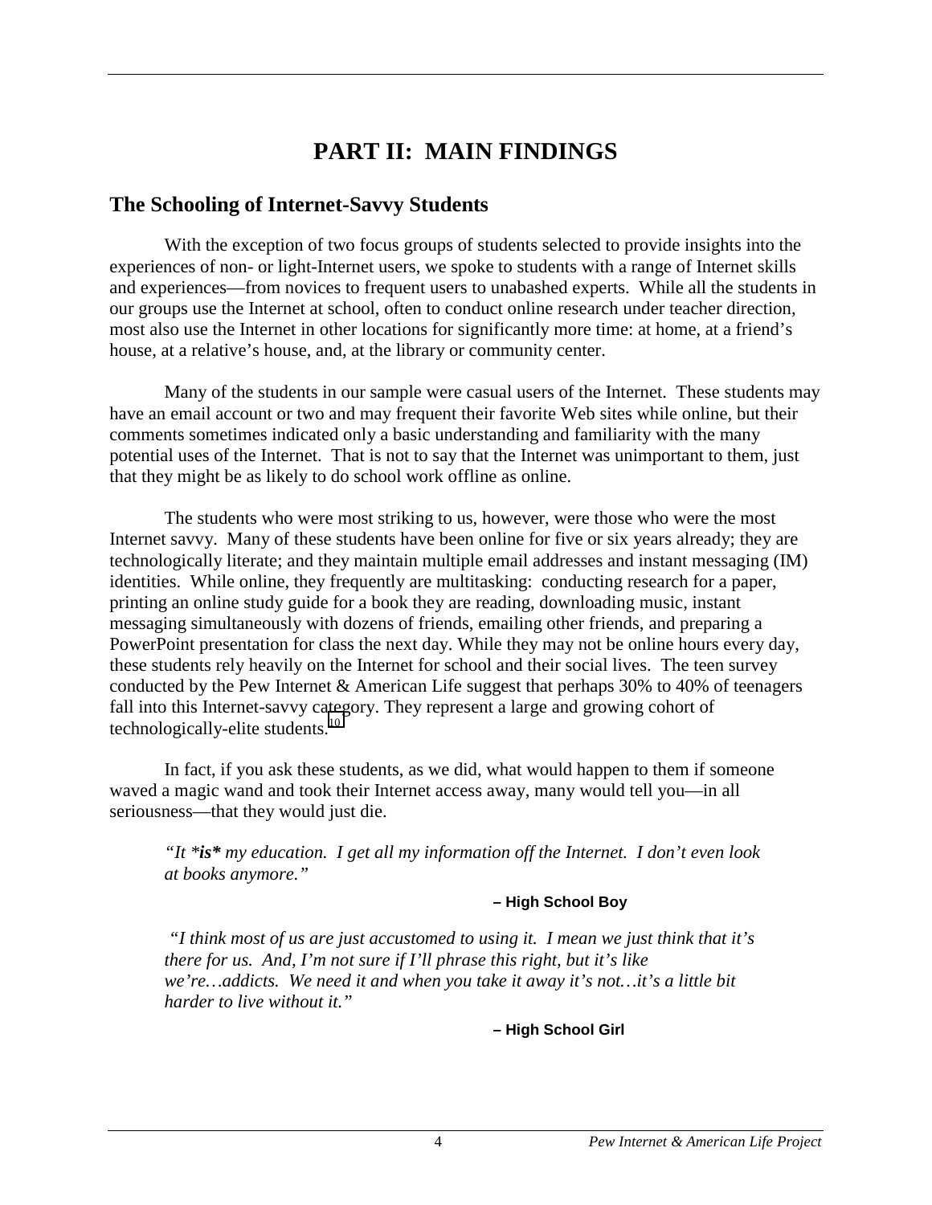# PART II: MAIN FINDINGS

## The Schooling of Internet-Savvy Students

With the exception of two focus groups of students selected to provide insights into the experiences of non- or light-Internet users, we spoke to students with a range of Internet skills and experiences—from novices to frequent users to unabashed experts. While all the students in our groups use the Internet at school, often to conduct online research under teacher direction, most also use the Internet in other locations for significantly more time: at home, at a friend's house, at a relative's house, and, at the library or community center.

Many of the students in our sample were casual users of the Internet. These students may have an email account or two and may frequent their favorite Web sites while online, but their comments sometimes indicated only a basic understanding and familiarity with the many potential uses of the Internet. That is not to say that the Internet was unimportant to them, just that they might be as likely to do school work offline as online.

The students who were most striking to us, however, were those who were the most Internet savvy. Many of these students have been online for five or six years already; they are technologically literate; and they maintain multiple email addresses and instant messaging (IM) identities. While online, they frequently are multitasking: conducting research for a paper, printing an online study guide for a book they are reading, downloading music, instant messaging simultaneously with dozens of friends, emailing other friends, and preparing a PowerPoint presentation for class the next day. While they may not be online hours every day, these students rely heavily on the Internet for school and their social lives. The teen survey conducted by the Pew Internet & American Life suggest that perhaps 30% to 40% of teenagers fall into this Internet-savvy category. They represent a large and growing cohort of technologically-elite students.[10]

In fact, if you ask these students, as we did, what would happen to them if someone waved a magic wand and took their Internet access away, many would tell you—in all seriousness—that they would just die.

> *"It \*****is*****\* my education. I get all my information off the Internet. I don't even look at books anymore."*
>
> **– High School Boy**

> *"I think most of us are just accustomed to using it. I mean we just think that it's there for us. And, I'm not sure if I'll phrase this right, but it's like we're…addicts. We need it and when you take it away it's not…it's a little bit harder to live without it."*
>
> **– High School Girl**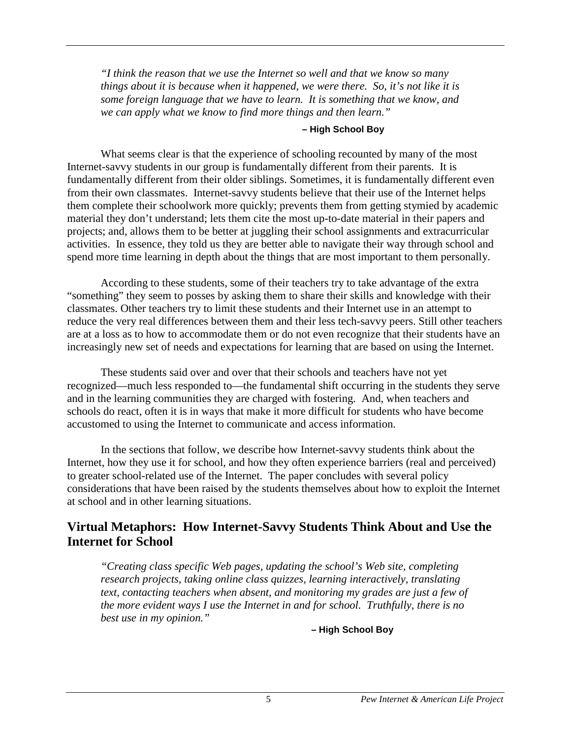*"I think the reason that we use the Internet so well and that we know so many things about it is because when it happened, we were there. So, it's not like it is some foreign language that we have to learn. It is something that we know, and we can apply what we know to find more things and then learn."*

**– High School Boy**

What seems clear is that the experience of schooling recounted by many of the most Internet-savvy students in our group is fundamentally different from their parents. It is fundamentally different from their older siblings. Sometimes, it is fundamentally different even from their own classmates. Internet-savvy students believe that their use of the Internet helps them complete their schoolwork more quickly; prevents them from getting stymied by academic material they don't understand; lets them cite the most up-to-date material in their papers and projects; and, allows them to be better at juggling their school assignments and extracurricular activities. In essence, they told us they are better able to navigate their way through school and spend more time learning in depth about the things that are most important to them personally.

According to these students, some of their teachers try to take advantage of the extra "something" they seem to posses by asking them to share their skills and knowledge with their classmates. Other teachers try to limit these students and their Internet use in an attempt to reduce the very real differences between them and their less tech-savvy peers. Still other teachers are at a loss as to how to accommodate them or do not even recognize that their students have an increasingly new set of needs and expectations for learning that are based on using the Internet.

These students said over and over that their schools and teachers have not yet recognized—much less responded to—the fundamental shift occurring in the students they serve and in the learning communities they are charged with fostering. And, when teachers and schools do react, often it is in ways that make it more difficult for students who have become accustomed to using the Internet to communicate and access information.

In the sections that follow, we describe how Internet-savvy students think about the Internet, how they use it for school, and how they often experience barriers (real and perceived) to greater school-related use of the Internet. The paper concludes with several policy considerations that have been raised by the students themselves about how to exploit the Internet at school and in other learning situations.

## Virtual Metaphors: How Internet-Savvy Students Think About and Use the Internet for School

*"Creating class specific Web pages, updating the school's Web site, completing research projects, taking online class quizzes, learning interactively, translating text, contacting teachers when absent, and monitoring my grades are just a few of the more evident ways I use the Internet in and for school. Truthfully, there is no best use in my opinion."*

**– High School Boy**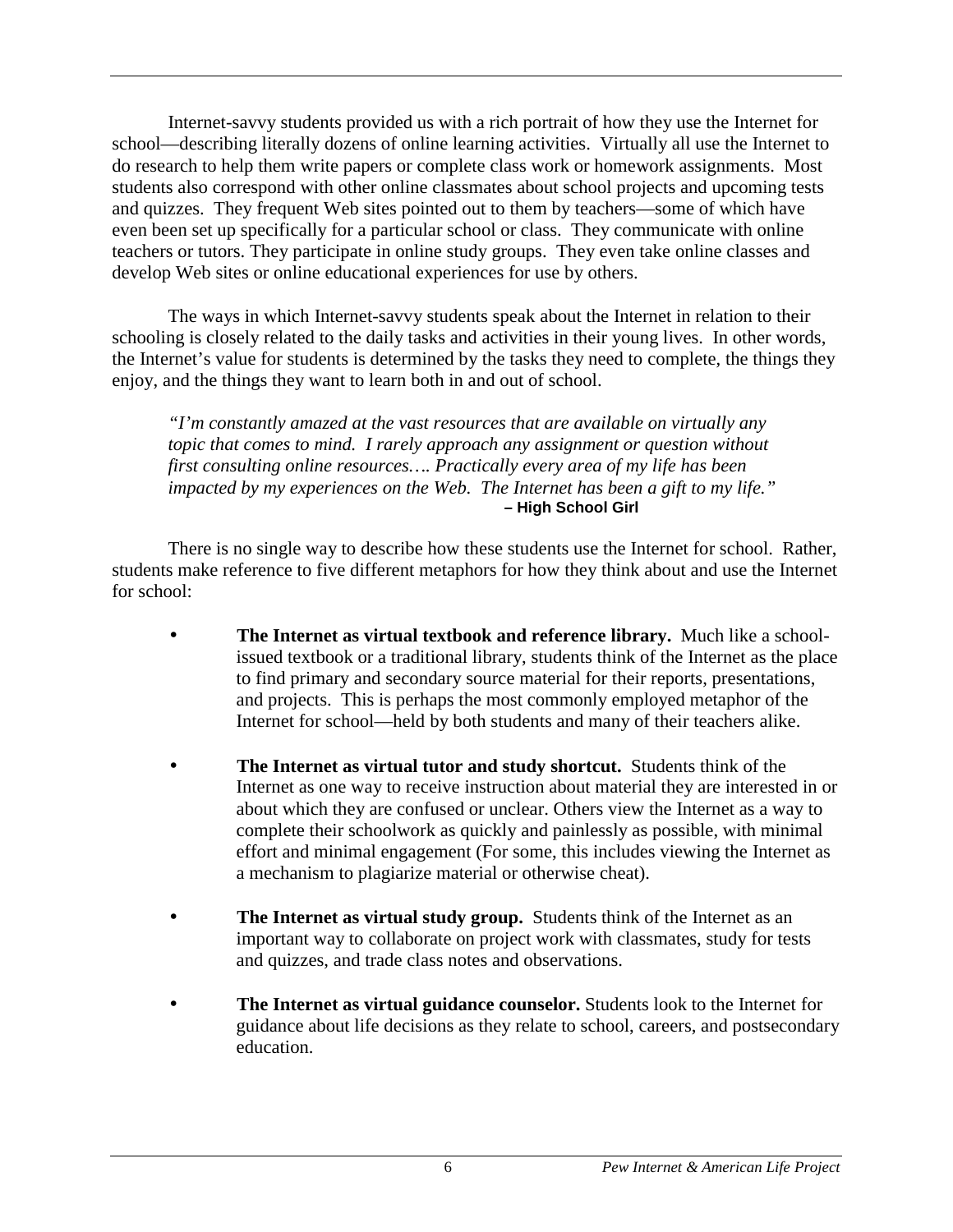Internet-savvy students provided us with a rich portrait of how they use the Internet for school—describing literally dozens of online learning activities. Virtually all use the Internet to do research to help them write papers or complete class work or homework assignments. Most students also correspond with other online classmates about school projects and upcoming tests and quizzes. They frequent Web sites pointed out to them by teachers—some of which have even been set up specifically for a particular school or class. They communicate with online teachers or tutors. They participate in online study groups. They even take online classes and develop Web sites or online educational experiences for use by others.

The ways in which Internet-savvy students speak about the Internet in relation to their schooling is closely related to the daily tasks and activities in their young lives. In other words, the Internet's value for students is determined by the tasks they need to complete, the things they enjoy, and the things they want to learn both in and out of school.

> *"I'm constantly amazed at the vast resources that are available on virtually any topic that comes to mind. I rarely approach any assignment or question without first consulting online resources…. Practically every area of my life has been impacted by my experiences on the Web. The Internet has been a gift to my life."*
> **– High School Girl**

There is no single way to describe how these students use the Internet for school. Rather, students make reference to five different metaphors for how they think about and use the Internet for school:

- **The Internet as virtual textbook and reference library.** Much like a school-issued textbook or a traditional library, students think of the Internet as the place to find primary and secondary source material for their reports, presentations, and projects. This is perhaps the most commonly employed metaphor of the Internet for school—held by both students and many of their teachers alike.

- **The Internet as virtual tutor and study shortcut.** Students think of the Internet as one way to receive instruction about material they are interested in or about which they are confused or unclear. Others view the Internet as a way to complete their schoolwork as quickly and painlessly as possible, with minimal effort and minimal engagement (For some, this includes viewing the Internet as a mechanism to plagiarize material or otherwise cheat).

- **The Internet as virtual study group.** Students think of the Internet as an important way to collaborate on project work with classmates, study for tests and quizzes, and trade class notes and observations.

- **The Internet as virtual guidance counselor.** Students look to the Internet for guidance about life decisions as they relate to school, careers, and postsecondary education.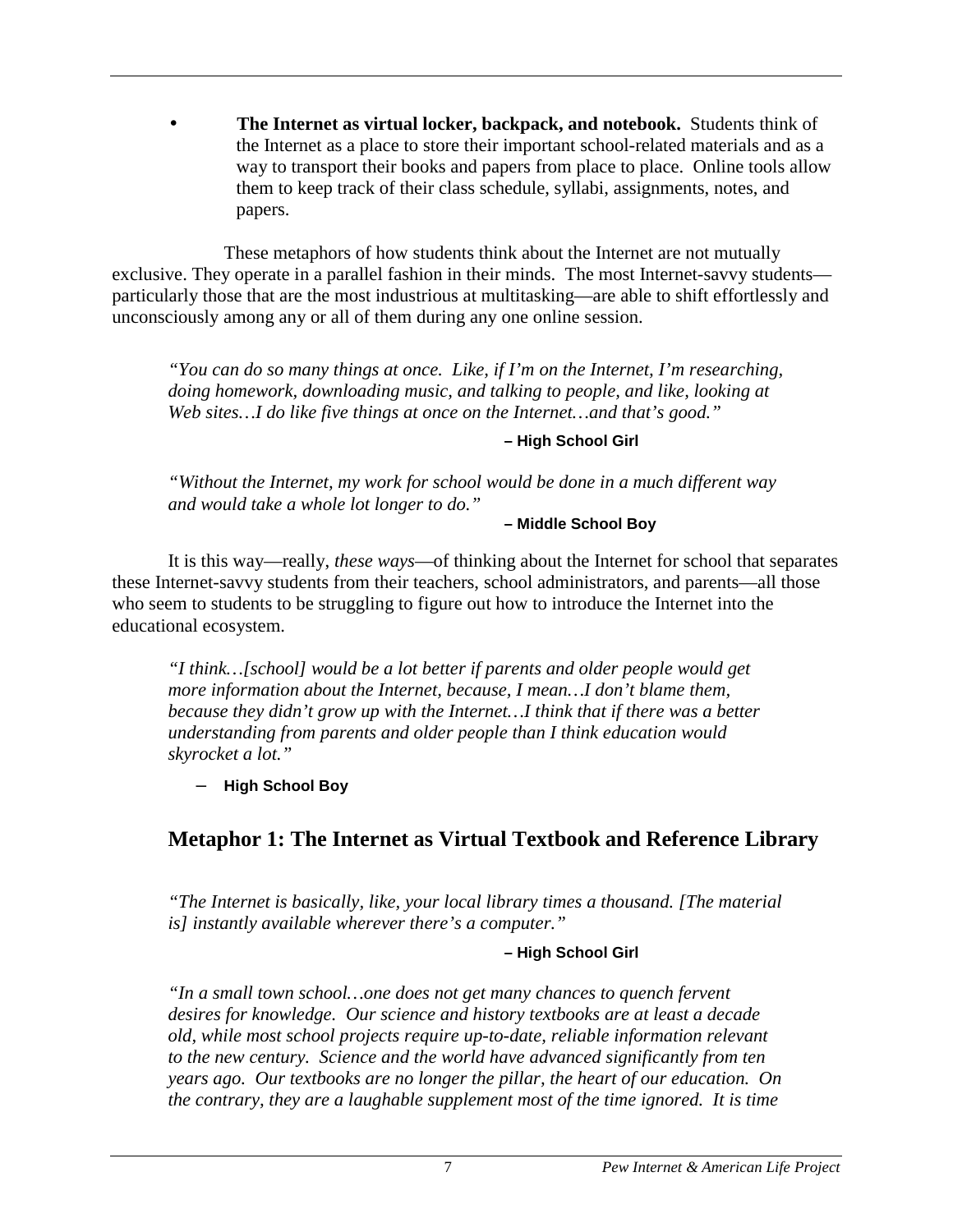- **The Internet as virtual locker, backpack, and notebook.** Students think of the Internet as a place to store their important school-related materials and as a way to transport their books and papers from place to place. Online tools allow them to keep track of their class schedule, syllabi, assignments, notes, and papers.

These metaphors of how students think about the Internet are not mutually exclusive. They operate in a parallel fashion in their minds. The most Internet-savvy students—particularly those that are the most industrious at multitasking—are able to shift effortlessly and unconsciously among any or all of them during any one online session.

> *"You can do so many things at once. Like, if I'm on the Internet, I'm researching, doing homework, downloading music, and talking to people, and like, looking at Web sites…I do like five things at once on the Internet…and that's good."*
>
> **– High School Girl**

> *"Without the Internet, my work for school would be done in a much different way and would take a whole lot longer to do."*
>
> **– Middle School Boy**

It is this way—really, *these ways*—of thinking about the Internet for school that separates these Internet-savvy students from their teachers, school administrators, and parents—all those who seem to students to be struggling to figure out how to introduce the Internet into the educational ecosystem.

> *"I think…[school] would be a lot better if parents and older people would get more information about the Internet, because, I mean…I don't blame them, because they didn't grow up with the Internet…I think that if there was a better understanding from parents and older people than I think education would skyrocket a lot."*
>
> **– High School Boy**

## Metaphor 1: The Internet as Virtual Textbook and Reference Library

> *"The Internet is basically, like, your local library times a thousand. [The material is] instantly available wherever there's a computer."*
>
> **– High School Girl**

> *"In a small town school…one does not get many chances to quench fervent desires for knowledge. Our science and history textbooks are at least a decade old, while most school projects require up-to-date, reliable information relevant to the new century. Science and the world have advanced significantly from ten years ago. Our textbooks are no longer the pillar, the heart of our education. On the contrary, they are a laughable supplement most of the time ignored. It is time*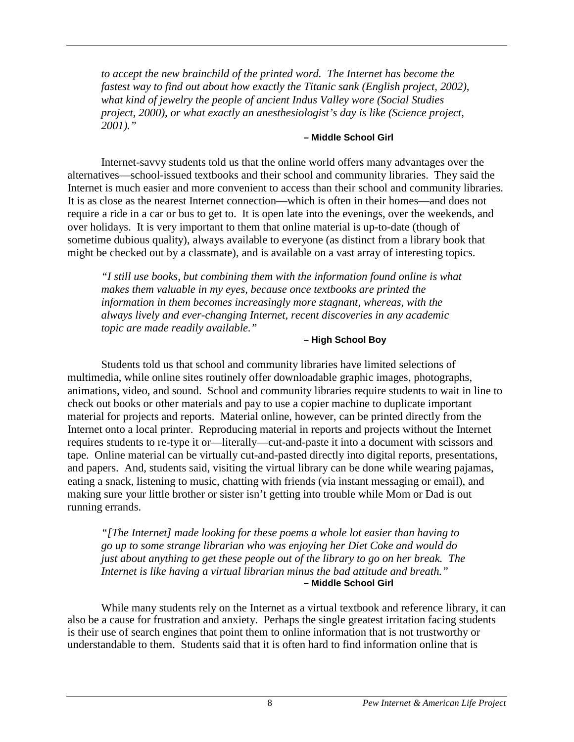> *to accept the new brainchild of the printed word. The Internet has become the fastest way to find out about how exactly the Titanic sank (English project, 2002), what kind of jewelry the people of ancient Indus Valley wore (Social Studies project, 2000), or what exactly an anesthesiologist's day is like (Science project, 2001)."*
>
> **– Middle School Girl**

Internet-savvy students told us that the online world offers many advantages over the alternatives—school-issued textbooks and their school and community libraries. They said the Internet is much easier and more convenient to access than their school and community libraries. It is as close as the nearest Internet connection—which is often in their homes—and does not require a ride in a car or bus to get to. It is open late into the evenings, over the weekends, and over holidays. It is very important to them that online material is up-to-date (though of sometime dubious quality), always available to everyone (as distinct from a library book that might be checked out by a classmate), and is available on a vast array of interesting topics.

> *"I still use books, but combining them with the information found online is what makes them valuable in my eyes, because once textbooks are printed the information in them becomes increasingly more stagnant, whereas, with the always lively and ever-changing Internet, recent discoveries in any academic topic are made readily available."*
>
> **– High School Boy**

Students told us that school and community libraries have limited selections of multimedia, while online sites routinely offer downloadable graphic images, photographs, animations, video, and sound. School and community libraries require students to wait in line to check out books or other materials and pay to use a copier machine to duplicate important material for projects and reports. Material online, however, can be printed directly from the Internet onto a local printer. Reproducing material in reports and projects without the Internet requires students to re-type it or—literally—cut-and-paste it into a document with scissors and tape. Online material can be virtually cut-and-pasted directly into digital reports, presentations, and papers. And, students said, visiting the virtual library can be done while wearing pajamas, eating a snack, listening to music, chatting with friends (via instant messaging or email), and making sure your little brother or sister isn't getting into trouble while Mom or Dad is out running errands.

> *"[The Internet] made looking for these poems a whole lot easier than having to go up to some strange librarian who was enjoying her Diet Coke and would do just about anything to get these people out of the library to go on her break. The Internet is like having a virtual librarian minus the bad attitude and breath."*
>
> **– Middle School Girl**

While many students rely on the Internet as a virtual textbook and reference library, it can also be a cause for frustration and anxiety. Perhaps the single greatest irritation facing students is their use of search engines that point them to online information that is not trustworthy or understandable to them. Students said that it is often hard to find information online that is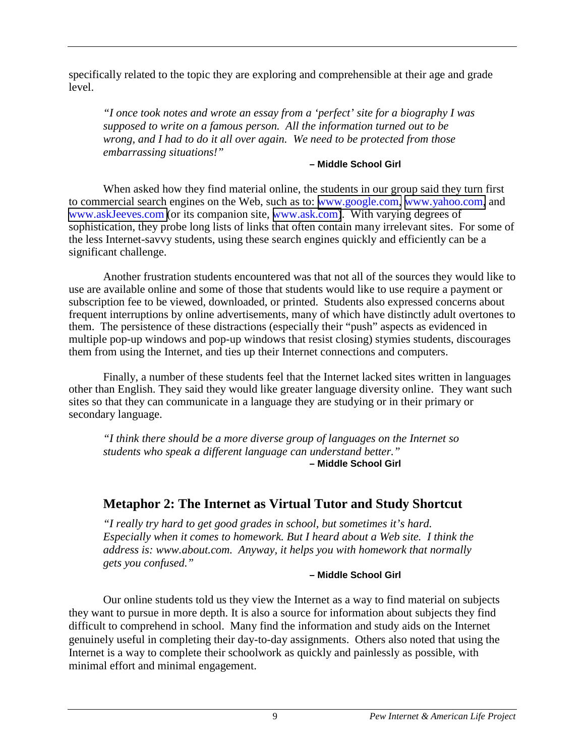specifically related to the topic they are exploring and comprehensible at their age and grade level.

> *"I once took notes and wrote an essay from a 'perfect' site for a biography I was supposed to write on a famous person. All the information turned out to be wrong, and I had to do it all over again. We need to be protected from those embarrassing situations!"*
>
> **– Middle School Girl**

When asked how they find material online, the students in our group said they turn first to commercial search engines on the Web, such as to: www.google.com, www.yahoo.com, and www.askJeeves.com (or its companion site, www.ask.com). With varying degrees of sophistication, they probe long lists of links that often contain many irrelevant sites. For some of the less Internet-savvy students, using these search engines quickly and efficiently can be a significant challenge.

Another frustration students encountered was that not all of the sources they would like to use are available online and some of those that students would like to use require a payment or subscription fee to be viewed, downloaded, or printed. Students also expressed concerns about frequent interruptions by online advertisements, many of which have distinctly adult overtones to them. The persistence of these distractions (especially their "push" aspects as evidenced in multiple pop-up windows and pop-up windows that resist closing) stymies students, discourages them from using the Internet, and ties up their Internet connections and computers.

Finally, a number of these students feel that the Internet lacked sites written in languages other than English. They said they would like greater language diversity online. They want such sites so that they can communicate in a language they are studying or in their primary or secondary language.

> *"I think there should be a more diverse group of languages on the Internet so students who speak a different language can understand better."*
>
> **– Middle School Girl**

## Metaphor 2: The Internet as Virtual Tutor and Study Shortcut

> *"I really try hard to get good grades in school, but sometimes it's hard. Especially when it comes to homework. But I heard about a Web site. I think the address is: www.about.com. Anyway, it helps you with homework that normally gets you confused."*
>
> **– Middle School Girl**

Our online students told us they view the Internet as a way to find material on subjects they want to pursue in more depth. It is also a source for information about subjects they find difficult to comprehend in school. Many find the information and study aids on the Internet genuinely useful in completing their day-to-day assignments. Others also noted that using the Internet is a way to complete their schoolwork as quickly and painlessly as possible, with minimal effort and minimal engagement.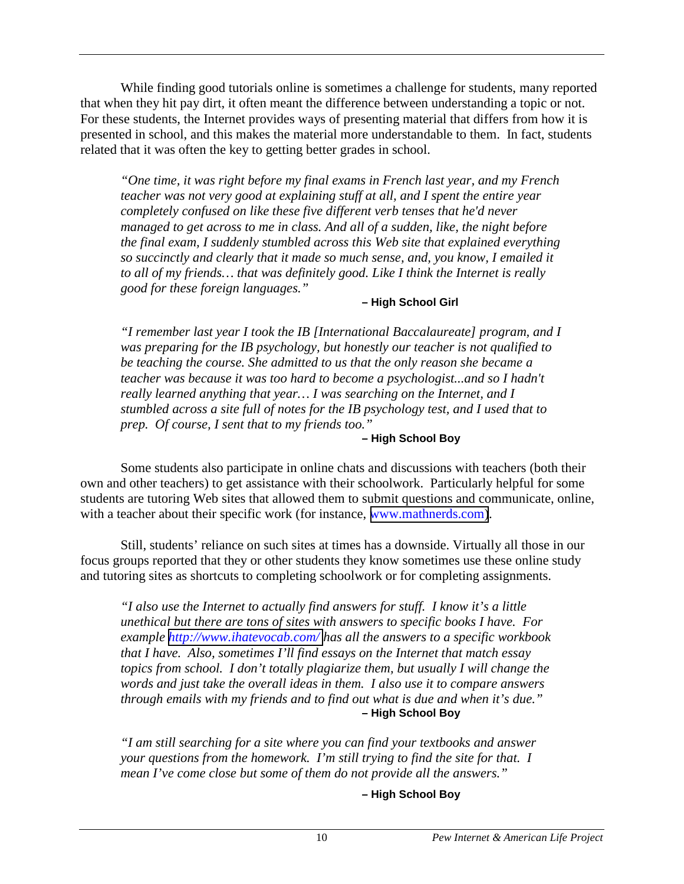While finding good tutorials online is sometimes a challenge for students, many reported that when they hit pay dirt, it often meant the difference between understanding a topic or not. For these students, the Internet provides ways of presenting material that differs from how it is presented in school, and this makes the material more understandable to them. In fact, students related that it was often the key to getting better grades in school.

> *"One time, it was right before my final exams in French last year, and my French teacher was not very good at explaining stuff at all, and I spent the entire year completely confused on like these five different verb tenses that he'd never managed to get across to me in class. And all of a sudden, like, the night before the final exam, I suddenly stumbled across this Web site that explained everything so succinctly and clearly that it made so much sense, and, you know, I emailed it to all of my friends… that was definitely good. Like I think the Internet is really good for these foreign languages."*
>
> **– High School Girl**

> *"I remember last year I took the IB [International Baccalaureate] program, and I was preparing for the IB psychology, but honestly our teacher is not qualified to be teaching the course. She admitted to us that the only reason she became a teacher was because it was too hard to become a psychologist...and so I hadn't really learned anything that year… I was searching on the Internet, and I stumbled across a site full of notes for the IB psychology test, and I used that to prep. Of course, I sent that to my friends too."*
>
> **– High School Boy**

Some students also participate in online chats and discussions with teachers (both their own and other teachers) to get assistance with their schoolwork. Particularly helpful for some students are tutoring Web sites that allowed them to submit questions and communicate, online, with a teacher about their specific work (for instance, www.mathnerds.com).

Still, students' reliance on such sites at times has a downside. Virtually all those in our focus groups reported that they or other students they know sometimes use these online study and tutoring sites as shortcuts to completing schoolwork or for completing assignments.

> *"I also use the Internet to actually find answers for stuff. I know it's a little unethical but there are tons of sites with answers to specific books I have. For example http://www.ihatevocab.com/ has all the answers to a specific workbook that I have. Also, sometimes I'll find essays on the Internet that match essay topics from school. I don't totally plagiarize them, but usually I will change the words and just take the overall ideas in them. I also use it to compare answers through emails with my friends and to find out what is due and when it's due."*
>
> **– High School Boy**

> *"I am still searching for a site where you can find your textbooks and answer your questions from the homework. I'm still trying to find the site for that. I mean I've come close but some of them do not provide all the answers."*
>
> **– High School Boy**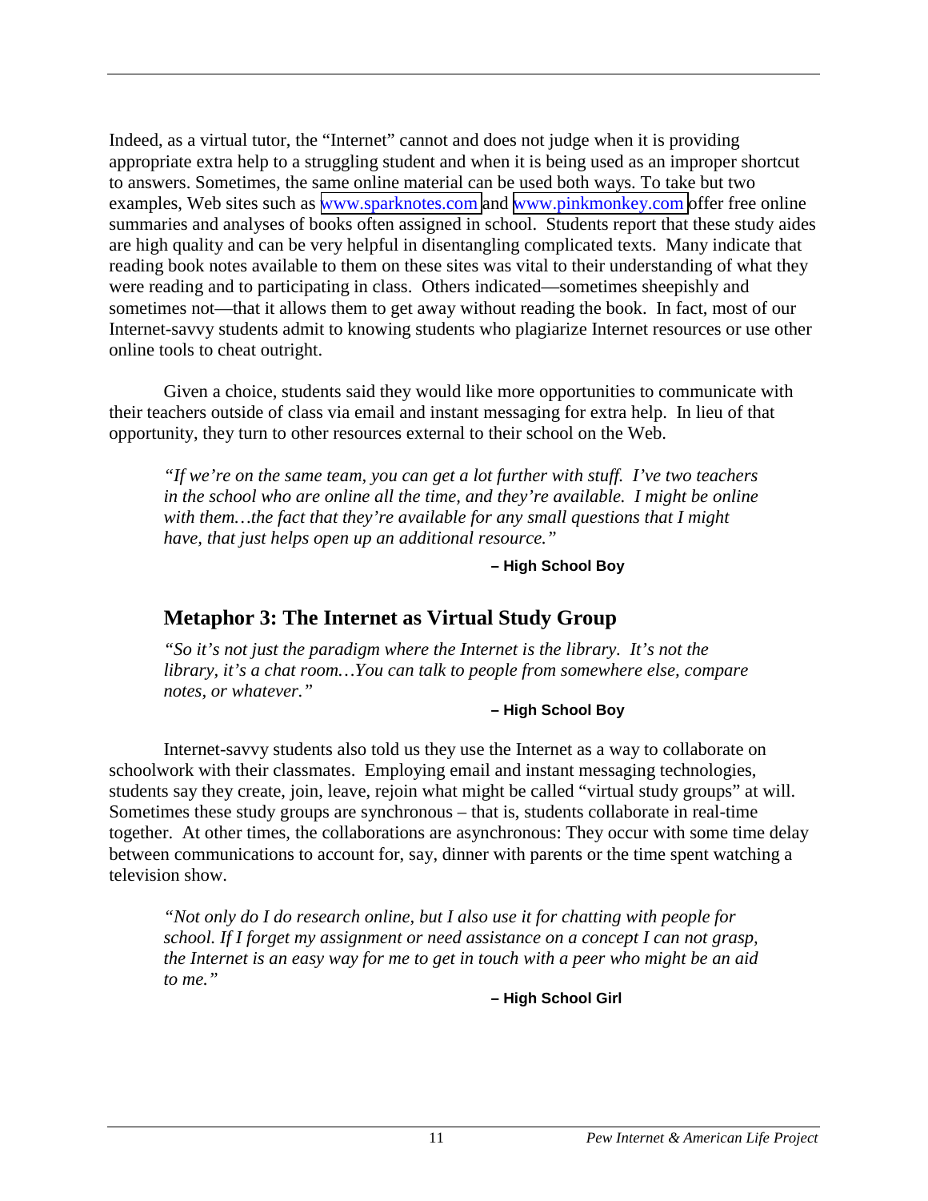Indeed, as a virtual tutor, the "Internet" cannot and does not judge when it is providing appropriate extra help to a struggling student and when it is being used as an improper shortcut to answers. Sometimes, the same online material can be used both ways. To take but two examples, Web sites such as www.sparknotes.com and www.pinkmonkey.com offer free online summaries and analyses of books often assigned in school. Students report that these study aides are high quality and can be very helpful in disentangling complicated texts. Many indicate that reading book notes available to them on these sites was vital to their understanding of what they were reading and to participating in class. Others indicated—sometimes sheepishly and sometimes not—that it allows them to get away without reading the book. In fact, most of our Internet-savvy students admit to knowing students who plagiarize Internet resources or use other online tools to cheat outright.

Given a choice, students said they would like more opportunities to communicate with their teachers outside of class via email and instant messaging for extra help. In lieu of that opportunity, they turn to other resources external to their school on the Web.

> *"If we're on the same team, you can get a lot further with stuff. I've two teachers in the school who are online all the time, and they're available. I might be online with them…the fact that they're available for any small questions that I might have, that just helps open up an additional resource."*
>
> **– High School Boy**

## Metaphor 3: The Internet as Virtual Study Group

> *"So it's not just the paradigm where the Internet is the library. It's not the library, it's a chat room…You can talk to people from somewhere else, compare notes, or whatever."*
>
> **– High School Boy**

Internet-savvy students also told us they use the Internet as a way to collaborate on schoolwork with their classmates. Employing email and instant messaging technologies, students say they create, join, leave, rejoin what might be called "virtual study groups" at will. Sometimes these study groups are synchronous – that is, students collaborate in real-time together. At other times, the collaborations are asynchronous: They occur with some time delay between communications to account for, say, dinner with parents or the time spent watching a television show.

> *"Not only do I do research online, but I also use it for chatting with people for school. If I forget my assignment or need assistance on a concept I can not grasp, the Internet is an easy way for me to get in touch with a peer who might be an aid to me."*
>
> **– High School Girl**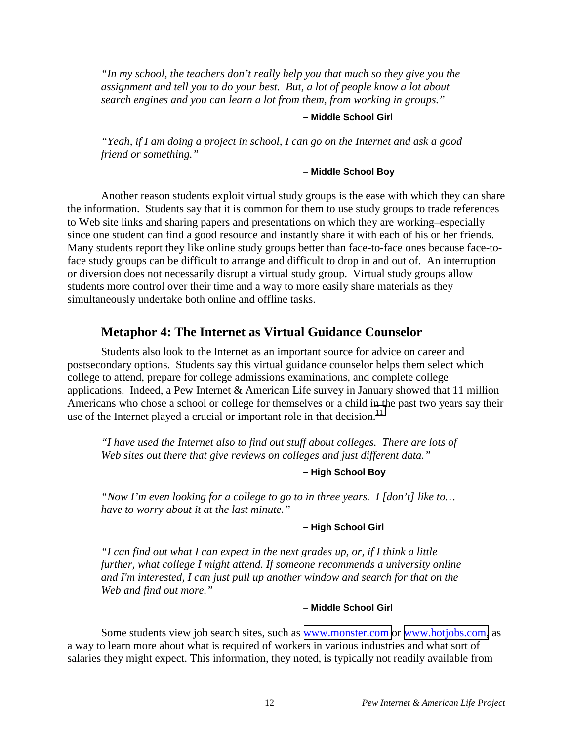*"In my school, the teachers don't really help you that much so they give you the assignment and tell you to do your best. But, a lot of people know a lot about search engines and you can learn a lot from them, from working in groups."*

**– Middle School Girl**

*"Yeah, if I am doing a project in school, I can go on the Internet and ask a good friend or something."*

**– Middle School Boy**

Another reason students exploit virtual study groups is the ease with which they can share the information. Students say that it is common for them to use study groups to trade references to Web site links and sharing papers and presentations on which they are working–especially since one student can find a good resource and instantly share it with each of his or her friends. Many students report they like online study groups better than face-to-face ones because face-to-face study groups can be difficult to arrange and difficult to drop in and out of. An interruption or diversion does not necessarily disrupt a virtual study group. Virtual study groups allow students more control over their time and a way to more easily share materials as they simultaneously undertake both online and offline tasks.

## Metaphor 4: The Internet as Virtual Guidance Counselor

Students also look to the Internet as an important source for advice on career and postsecondary options. Students say this virtual guidance counselor helps them select which college to attend, prepare for college admissions examinations, and complete college applications. Indeed, a Pew Internet & American Life survey in January showed that 11 million Americans who chose a school or college for themselves or a child in the past two years say their use of the Internet played a crucial or important role in that decision.[11]

*"I have used the Internet also to find out stuff about colleges. There are lots of Web sites out there that give reviews on colleges and just different data."*

**– High School Boy**

*"Now I'm even looking for a college to go to in three years. I [don't] like to… have to worry about it at the last minute."*

**– High School Girl**

*"I can find out what I can expect in the next grades up, or, if I think a little further, what college I might attend. If someone recommends a university online and I'm interested, I can just pull up another window and search for that on the Web and find out more."*

**– Middle School Girl**

Some students view job search sites, such as www.monster.com or www.hotjobs.com, as a way to learn more about what is required of workers in various industries and what sort of salaries they might expect. This information, they noted, is typically not readily available from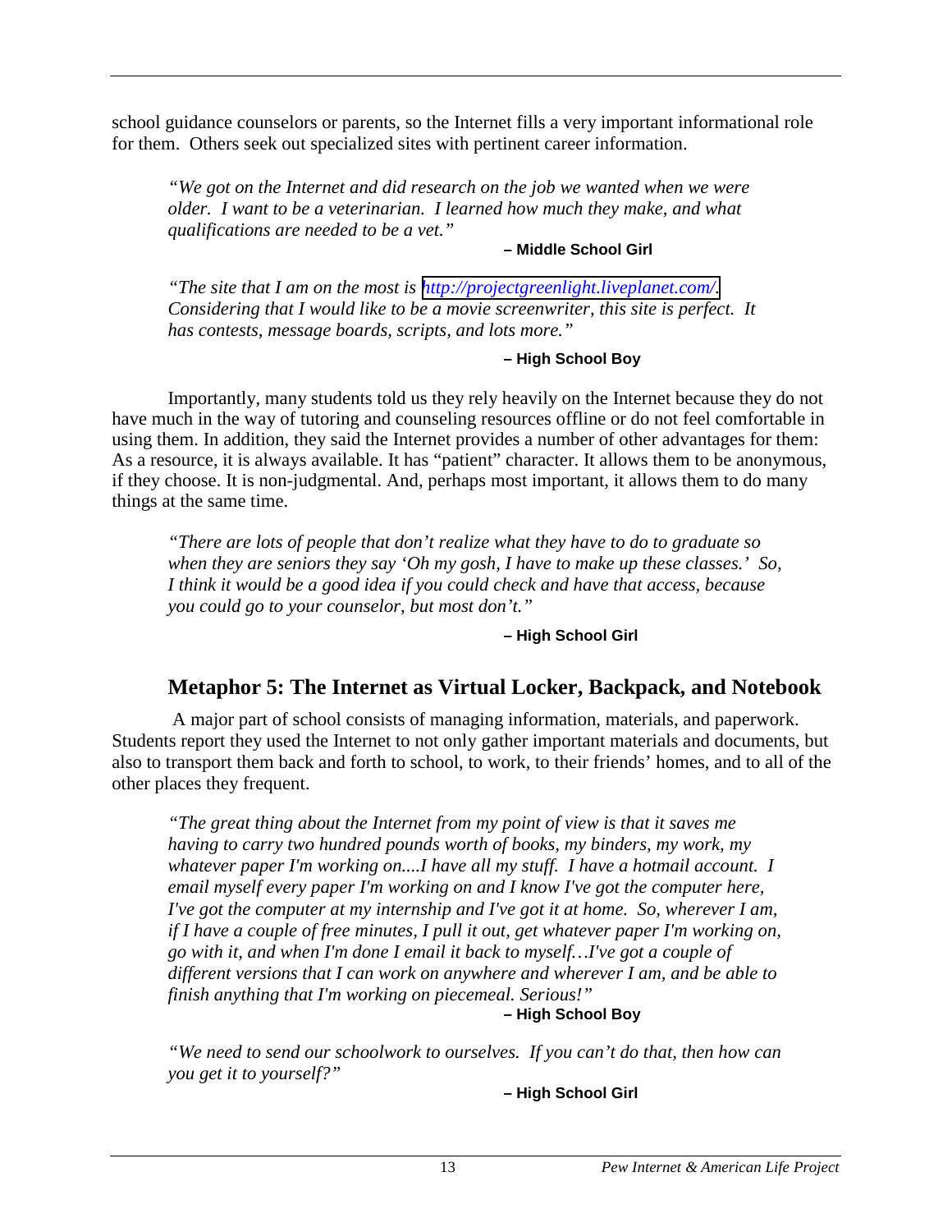school guidance counselors or parents, so the Internet fills a very important informational role for them. Others seek out specialized sites with pertinent career information.

> *"We got on the Internet and did research on the job we wanted when we were older. I want to be a veterinarian. I learned how much they make, and what qualifications are needed to be a vet."*
>
> **– Middle School Girl**

> *"The site that I am on the most is [http://projectgreenlight.liveplanet.com/](http://projectgreenlight.liveplanet.com/). Considering that I would like to be a movie screenwriter, this site is perfect. It has contests, message boards, scripts, and lots more."*
>
> **– High School Boy**

Importantly, many students told us they rely heavily on the Internet because they do not have much in the way of tutoring and counseling resources offline or do not feel comfortable in using them. In addition, they said the Internet provides a number of other advantages for them: As a resource, it is always available. It has "patient" character. It allows them to be anonymous, if they choose. It is non-judgmental. And, perhaps most important, it allows them to do many things at the same time.

> *"There are lots of people that don't realize what they have to do to graduate so when they are seniors they say 'Oh my gosh, I have to make up these classes.' So, I think it would be a good idea if you could check and have that access, because you could go to your counselor, but most don't."*
>
> **– High School Girl**

## Metaphor 5: The Internet as Virtual Locker, Backpack, and Notebook

A major part of school consists of managing information, materials, and paperwork. Students report they used the Internet to not only gather important materials and documents, but also to transport them back and forth to school, to work, to their friends' homes, and to all of the other places they frequent.

> *"The great thing about the Internet from my point of view is that it saves me having to carry two hundred pounds worth of books, my binders, my work, my whatever paper I'm working on....I have all my stuff. I have a hotmail account. I email myself every paper I'm working on and I know I've got the computer here, I've got the computer at my internship and I've got it at home. So, wherever I am, if I have a couple of free minutes, I pull it out, get whatever paper I'm working on, go with it, and when I'm done I email it back to myself…I've got a couple of different versions that I can work on anywhere and wherever I am, and be able to finish anything that I'm working on piecemeal. Serious!"*
>
> **– High School Boy**

> *"We need to send our schoolwork to ourselves. If you can't do that, then how can you get it to yourself?"*
>
> **– High School Girl**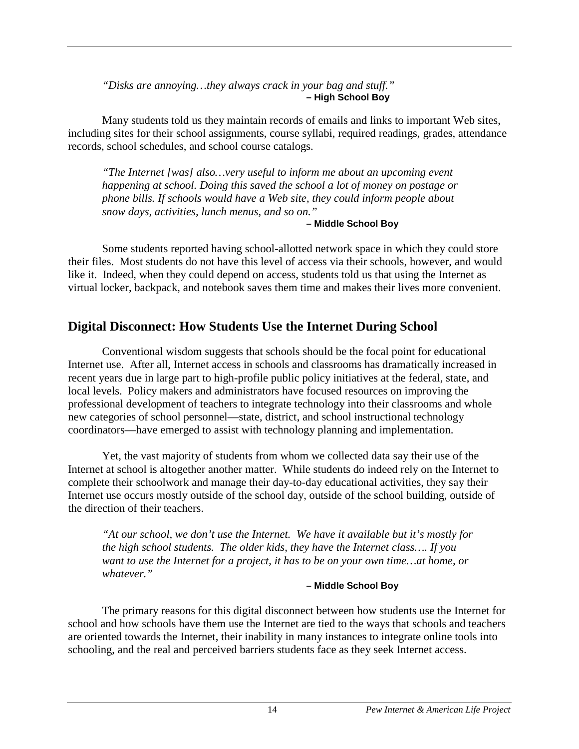*"Disks are annoying…they always crack in your bag and stuff."*
**– High School Boy**

Many students told us they maintain records of emails and links to important Web sites, including sites for their school assignments, course syllabi, required readings, grades, attendance records, school schedules, and school course catalogs.

*"The Internet [was] also…very useful to inform me about an upcoming event happening at school. Doing this saved the school a lot of money on postage or phone bills. If schools would have a Web site, they could inform people about snow days, activities, lunch menus, and so on."*
**– Middle School Boy**

Some students reported having school-allotted network space in which they could store their files. Most students do not have this level of access via their schools, however, and would like it. Indeed, when they could depend on access, students told us that using the Internet as virtual locker, backpack, and notebook saves them time and makes their lives more convenient.

## Digital Disconnect: How Students Use the Internet During School

Conventional wisdom suggests that schools should be the focal point for educational Internet use. After all, Internet access in schools and classrooms has dramatically increased in recent years due in large part to high-profile public policy initiatives at the federal, state, and local levels. Policy makers and administrators have focused resources on improving the professional development of teachers to integrate technology into their classrooms and whole new categories of school personnel—state, district, and school instructional technology coordinators—have emerged to assist with technology planning and implementation.

Yet, the vast majority of students from whom we collected data say their use of the Internet at school is altogether another matter. While students do indeed rely on the Internet to complete their schoolwork and manage their day-to-day educational activities, they say their Internet use occurs mostly outside of the school day, outside of the school building, outside of the direction of their teachers.

*"At our school, we don't use the Internet. We have it available but it's mostly for the high school students. The older kids, they have the Internet class…. If you want to use the Internet for a project, it has to be on your own time…at home, or whatever."*
**– Middle School Boy**

The primary reasons for this digital disconnect between how students use the Internet for school and how schools have them use the Internet are tied to the ways that schools and teachers are oriented towards the Internet, their inability in many instances to integrate online tools into schooling, and the real and perceived barriers students face as they seek Internet access.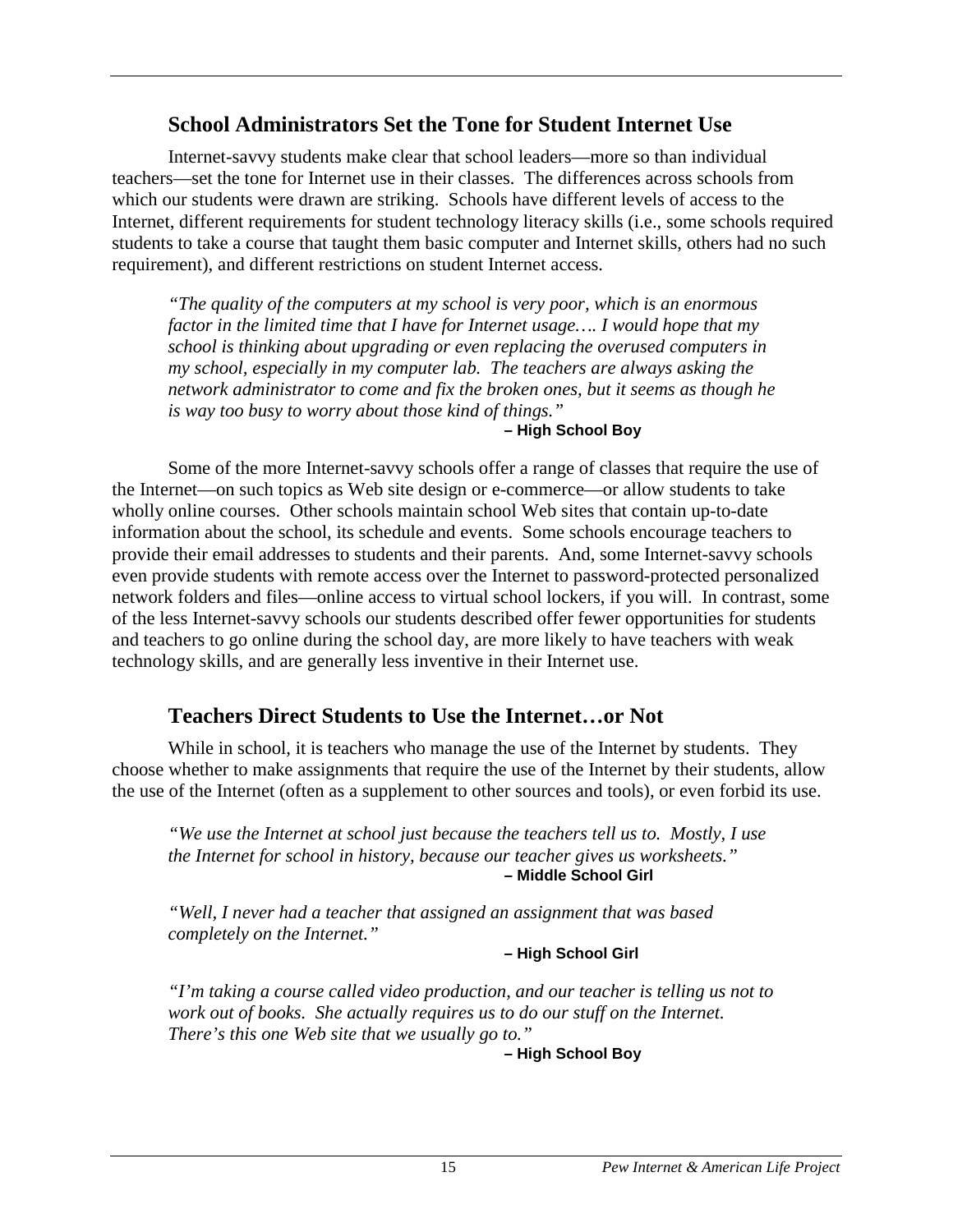## School Administrators Set the Tone for Student Internet Use

Internet-savvy students make clear that school leaders—more so than individual teachers—set the tone for Internet use in their classes. The differences across schools from which our students were drawn are striking. Schools have different levels of access to the Internet, different requirements for student technology literacy skills (i.e., some schools required students to take a course that taught them basic computer and Internet skills, others had no such requirement), and different restrictions on student Internet access.

> *"The quality of the computers at my school is very poor, which is an enormous factor in the limited time that I have for Internet usage…. I would hope that my school is thinking about upgrading or even replacing the overused computers in my school, especially in my computer lab. The teachers are always asking the network administrator to come and fix the broken ones, but it seems as though he is way too busy to worry about those kind of things."*
>
> **– High School Boy**

Some of the more Internet-savvy schools offer a range of classes that require the use of the Internet—on such topics as Web site design or e-commerce—or allow students to take wholly online courses. Other schools maintain school Web sites that contain up-to-date information about the school, its schedule and events. Some schools encourage teachers to provide their email addresses to students and their parents. And, some Internet-savvy schools even provide students with remote access over the Internet to password-protected personalized network folders and files—online access to virtual school lockers, if you will. In contrast, some of the less Internet-savvy schools our students described offer fewer opportunities for students and teachers to go online during the school day, are more likely to have teachers with weak technology skills, and are generally less inventive in their Internet use.

## Teachers Direct Students to Use the Internet…or Not

While in school, it is teachers who manage the use of the Internet by students. They choose whether to make assignments that require the use of the Internet by their students, allow the use of the Internet (often as a supplement to other sources and tools), or even forbid its use.

> *"We use the Internet at school just because the teachers tell us to. Mostly, I use the Internet for school in history, because our teacher gives us worksheets."*
>
> **– Middle School Girl**

> *"Well, I never had a teacher that assigned an assignment that was based completely on the Internet."*
>
> **– High School Girl**

> *"I'm taking a course called video production, and our teacher is telling us not to work out of books. She actually requires us to do our stuff on the Internet. There's this one Web site that we usually go to."*
>
> **– High School Boy**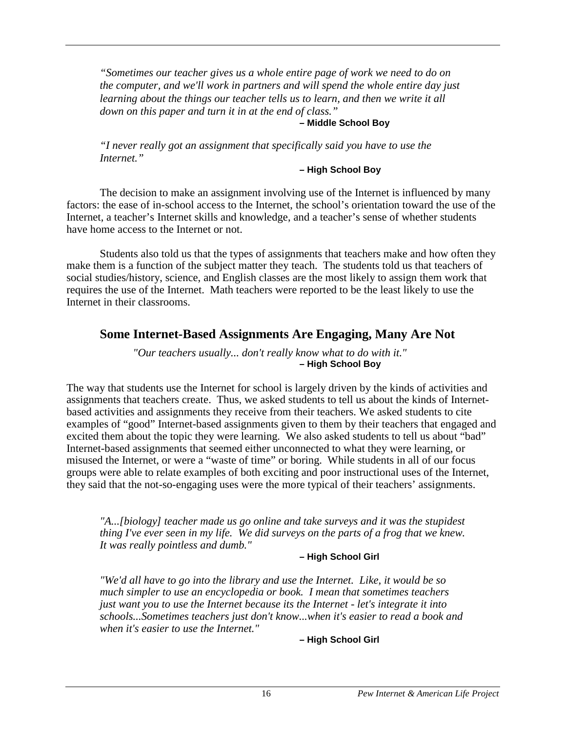*"Sometimes our teacher gives us a whole entire page of work we need to do on the computer, and we'll work in partners and will spend the whole entire day just learning about the things our teacher tells us to learn, and then we write it all down on this paper and turn it in at the end of class."*

**– Middle School Boy**

*"I never really got an assignment that specifically said you have to use the Internet."*

**– High School Boy**

The decision to make an assignment involving use of the Internet is influenced by many factors: the ease of in-school access to the Internet, the school's orientation toward the use of the Internet, a teacher's Internet skills and knowledge, and a teacher's sense of whether students have home access to the Internet or not.

Students also told us that the types of assignments that teachers make and how often they make them is a function of the subject matter they teach. The students told us that teachers of social studies/history, science, and English classes are the most likely to assign them work that requires the use of the Internet. Math teachers were reported to be the least likely to use the Internet in their classrooms.

## Some Internet-Based Assignments Are Engaging, Many Are Not

*"Our teachers usually... don't really know what to do with it."*

**– High School Boy**

The way that students use the Internet for school is largely driven by the kinds of activities and assignments that teachers create. Thus, we asked students to tell us about the kinds of Internet-based activities and assignments they receive from their teachers. We asked students to cite examples of "good" Internet-based assignments given to them by their teachers that engaged and excited them about the topic they were learning. We also asked students to tell us about "bad" Internet-based assignments that seemed either unconnected to what they were learning, or misused the Internet, or were a "waste of time" or boring. While students in all of our focus groups were able to relate examples of both exciting and poor instructional uses of the Internet, they said that the not-so-engaging uses were the more typical of their teachers' assignments.

*"A...[biology] teacher made us go online and take surveys and it was the stupidest thing I've ever seen in my life. We did surveys on the parts of a frog that we knew. It was really pointless and dumb."*

**– High School Girl**

*"We'd all have to go into the library and use the Internet. Like, it would be so much simpler to use an encyclopedia or book. I mean that sometimes teachers just want you to use the Internet because its the Internet - let's integrate it into schools...Sometimes teachers just don't know...when it's easier to read a book and when it's easier to use the Internet."*

**– High School Girl**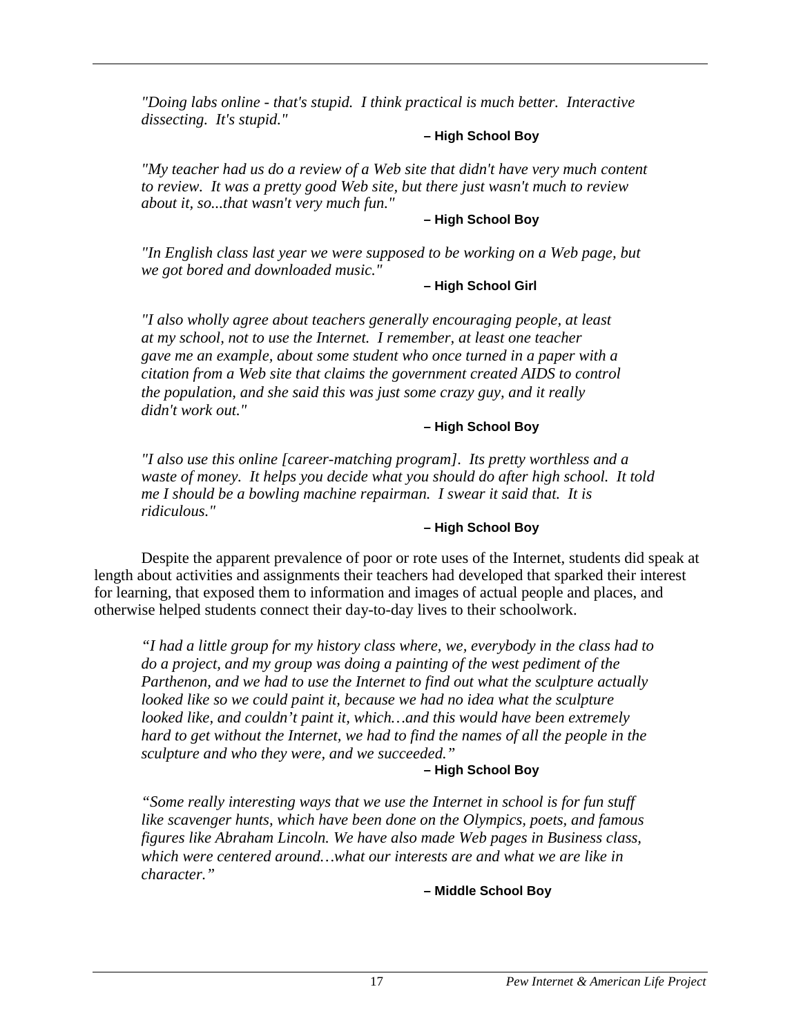*"Doing labs online - that's stupid. I think practical is much better. Interactive dissecting. It's stupid."*

**– High School Boy**

*"My teacher had us do a review of a Web site that didn't have very much content to review. It was a pretty good Web site, but there just wasn't much to review about it, so...that wasn't very much fun."*

**– High School Boy**

*"In English class last year we were supposed to be working on a Web page, but we got bored and downloaded music."*

**– High School Girl**

*"I also wholly agree about teachers generally encouraging people, at least at my school, not to use the Internet. I remember, at least one teacher gave me an example, about some student who once turned in a paper with a citation from a Web site that claims the government created AIDS to control the population, and she said this was just some crazy guy, and it really didn't work out."*

**– High School Boy**

*"I also use this online [career-matching program]. Its pretty worthless and a waste of money. It helps you decide what you should do after high school. It told me I should be a bowling machine repairman. I swear it said that. It is ridiculous."*

**– High School Boy**

Despite the apparent prevalence of poor or rote uses of the Internet, students did speak at length about activities and assignments their teachers had developed that sparked their interest for learning, that exposed them to information and images of actual people and places, and otherwise helped students connect their day-to-day lives to their schoolwork.

*"I had a little group for my history class where, we, everybody in the class had to do a project, and my group was doing a painting of the west pediment of the Parthenon, and we had to use the Internet to find out what the sculpture actually looked like so we could paint it, because we had no idea what the sculpture looked like, and couldn't paint it, which…and this would have been extremely hard to get without the Internet, we had to find the names of all the people in the sculpture and who they were, and we succeeded."*

**– High School Boy**

*"Some really interesting ways that we use the Internet in school is for fun stuff like scavenger hunts, which have been done on the Olympics, poets, and famous figures like Abraham Lincoln. We have also made Web pages in Business class, which were centered around…what our interests are and what we are like in character."*

**– Middle School Boy**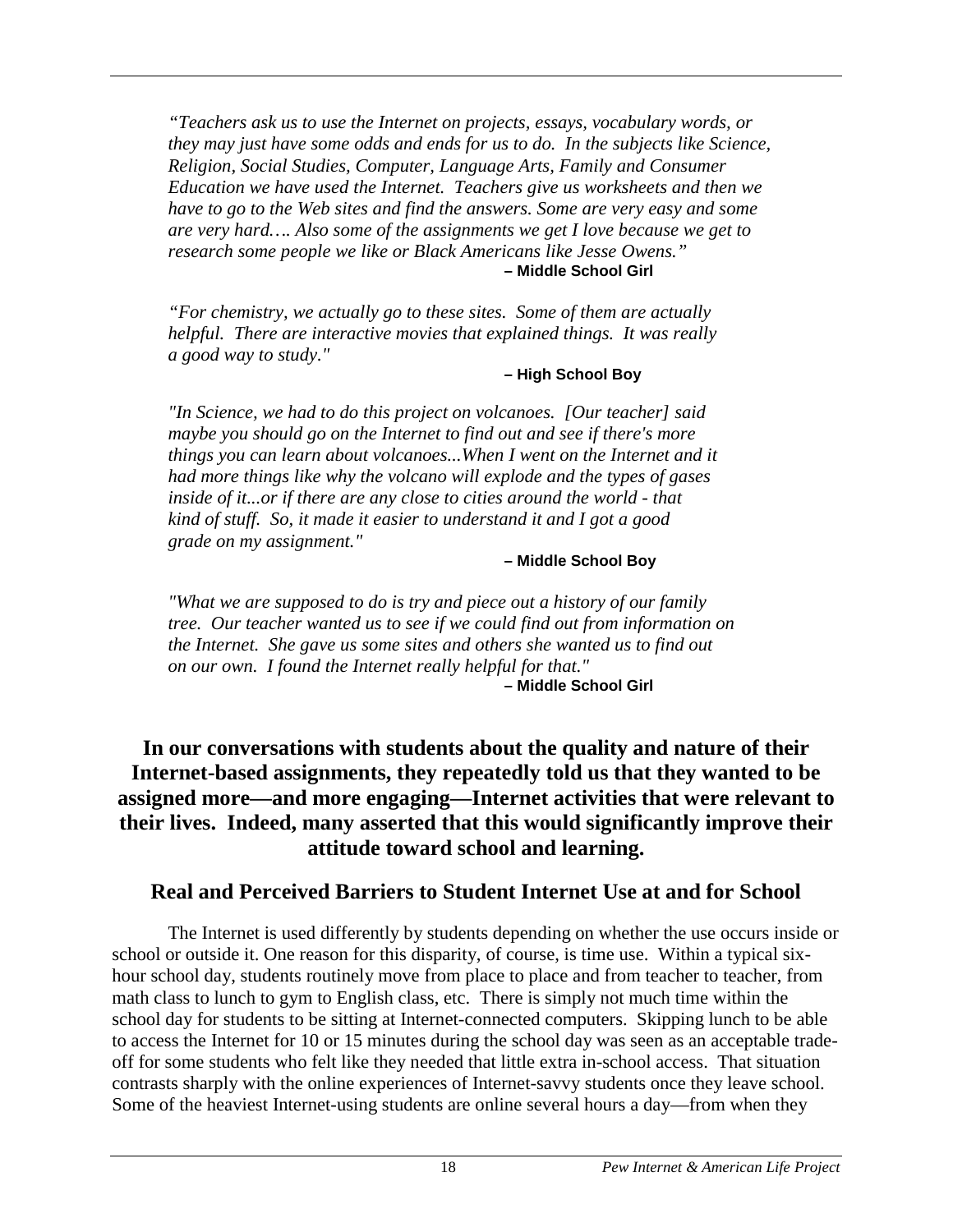*"Teachers ask us to use the Internet on projects, essays, vocabulary words, or they may just have some odds and ends for us to do. In the subjects like Science, Religion, Social Studies, Computer, Language Arts, Family and Consumer Education we have used the Internet. Teachers give us worksheets and then we have to go to the Web sites and find the answers. Some are very easy and some are very hard…. Also some of the assignments we get I love because we get to research some people we like or Black Americans like Jesse Owens."*
**– Middle School Girl**

*"For chemistry, we actually go to these sites. Some of them are actually helpful. There are interactive movies that explained things. It was really a good way to study."*
**– High School Boy**

*"In Science, we had to do this project on volcanoes. [Our teacher] said maybe you should go on the Internet to find out and see if there's more things you can learn about volcanoes...When I went on the Internet and it had more things like why the volcano will explode and the types of gases inside of it...or if there are any close to cities around the world - that kind of stuff. So, it made it easier to understand it and I got a good grade on my assignment."*
**– Middle School Boy**

*"What we are supposed to do is try and piece out a history of our family tree. Our teacher wanted us to see if we could find out from information on the Internet. She gave us some sites and others she wanted us to find out on our own. I found the Internet really helpful for that."*
**– Middle School Girl**

**In our conversations with students about the quality and nature of their Internet-based assignments, they repeatedly told us that they wanted to be assigned more—and more engaging—Internet activities that were relevant to their lives. Indeed, many asserted that this would significantly improve their attitude toward school and learning.**

## Real and Perceived Barriers to Student Internet Use at and for School

The Internet is used differently by students depending on whether the use occurs inside or school or outside it. One reason for this disparity, of course, is time use. Within a typical six-hour school day, students routinely move from place to place and from teacher to teacher, from math class to lunch to gym to English class, etc. There is simply not much time within the school day for students to be sitting at Internet-connected computers. Skipping lunch to be able to access the Internet for 10 or 15 minutes during the school day was seen as an acceptable trade-off for some students who felt like they needed that little extra in-school access. That situation contrasts sharply with the online experiences of Internet-savvy students once they leave school. Some of the heaviest Internet-using students are online several hours a day—from when they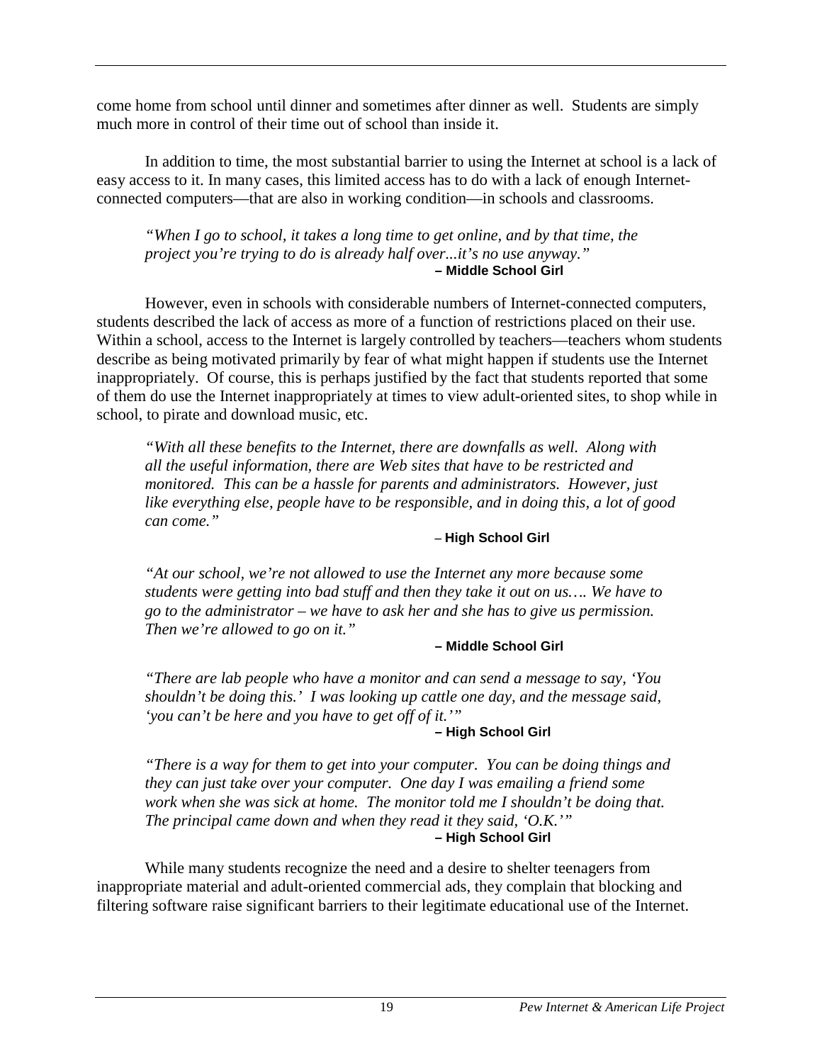come home from school until dinner and sometimes after dinner as well. Students are simply much more in control of their time out of school than inside it.

In addition to time, the most substantial barrier to using the Internet at school is a lack of easy access to it. In many cases, this limited access has to do with a lack of enough Internet-connected computers—that are also in working condition—in schools and classrooms.

> *"When I go to school, it takes a long time to get online, and by that time, the project you're trying to do is already half over...it's no use anyway."*
> **– Middle School Girl**

However, even in schools with considerable numbers of Internet-connected computers, students described the lack of access as more of a function of restrictions placed on their use. Within a school, access to the Internet is largely controlled by teachers—teachers whom students describe as being motivated primarily by fear of what might happen if students use the Internet inappropriately. Of course, this is perhaps justified by the fact that students reported that some of them do use the Internet inappropriately at times to view adult-oriented sites, to shop while in school, to pirate and download music, etc.

> *"With all these benefits to the Internet, there are downfalls as well. Along with all the useful information, there are Web sites that have to be restricted and monitored. This can be a hassle for parents and administrators. However, just like everything else, people have to be responsible, and in doing this, a lot of good can come."*
> **– High School Girl**

> *"At our school, we're not allowed to use the Internet any more because some students were getting into bad stuff and then they take it out on us…. We have to go to the administrator – we have to ask her and she has to give us permission. Then we're allowed to go on it."*
> **– Middle School Girl**

> *"There are lab people who have a monitor and can send a message to say, 'You shouldn't be doing this.' I was looking up cattle one day, and the message said, 'you can't be here and you have to get off of it.'"*
> **– High School Girl**

> *"There is a way for them to get into your computer. You can be doing things and they can just take over your computer. One day I was emailing a friend some work when she was sick at home. The monitor told me I shouldn't be doing that. The principal came down and when they read it they said, 'O.K.'"*
> **– High School Girl**

While many students recognize the need and a desire to shelter teenagers from inappropriate material and adult-oriented commercial ads, they complain that blocking and filtering software raise significant barriers to their legitimate educational use of the Internet.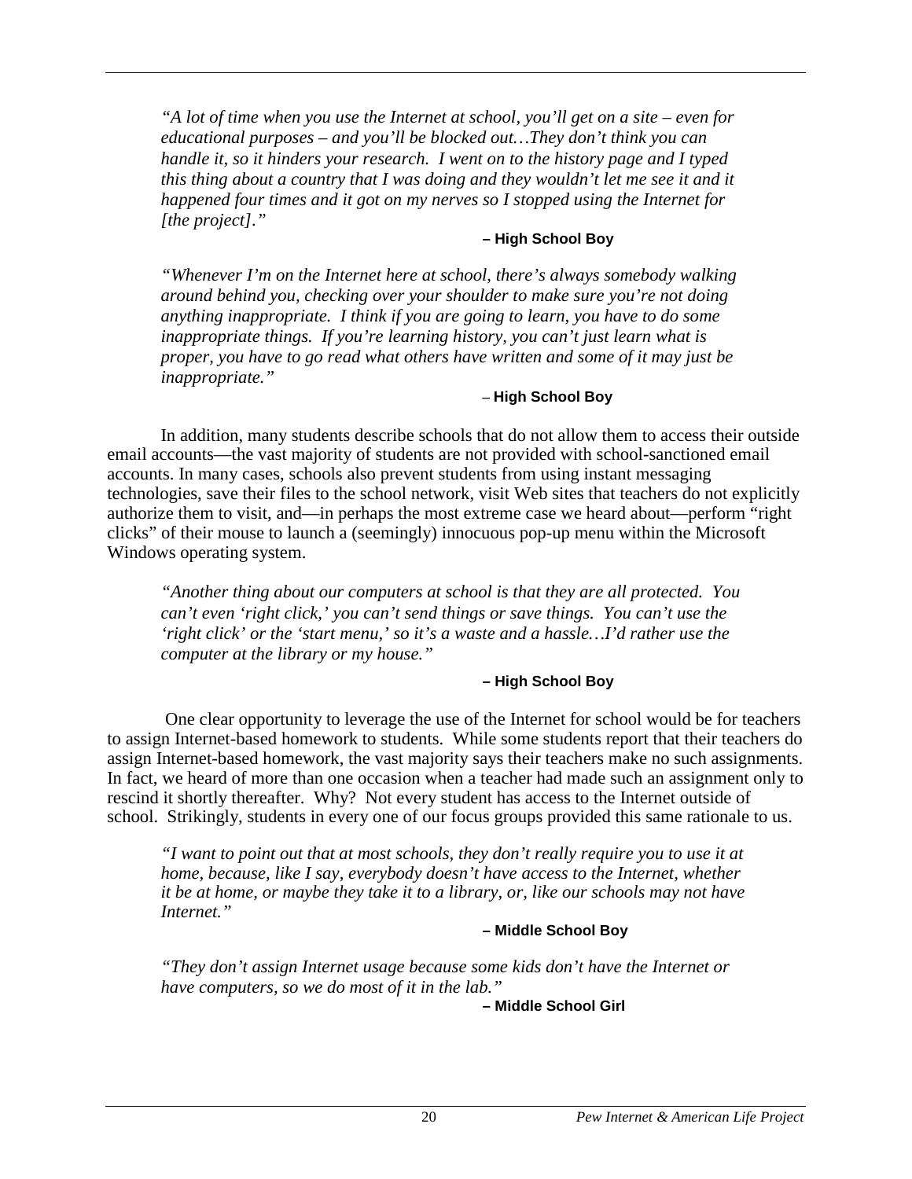*"A lot of time when you use the Internet at school, you'll get on a site – even for educational purposes – and you'll be blocked out…They don't think you can handle it, so it hinders your research. I went on to the history page and I typed this thing about a country that I was doing and they wouldn't let me see it and it happened four times and it got on my nerves so I stopped using the Internet for [the project]."*

**– High School Boy**

*"Whenever I'm on the Internet here at school, there's always somebody walking around behind you, checking over your shoulder to make sure you're not doing anything inappropriate. I think if you are going to learn, you have to do some inappropriate things. If you're learning history, you can't just learn what is proper, you have to go read what others have written and some of it may just be inappropriate."*

**– High School Boy**

In addition, many students describe schools that do not allow them to access their outside email accounts—the vast majority of students are not provided with school-sanctioned email accounts. In many cases, schools also prevent students from using instant messaging technologies, save their files to the school network, visit Web sites that teachers do not explicitly authorize them to visit, and—in perhaps the most extreme case we heard about—perform "right clicks" of their mouse to launch a (seemingly) innocuous pop-up menu within the Microsoft Windows operating system.

*"Another thing about our computers at school is that they are all protected. You can't even 'right click,' you can't send things or save things. You can't use the 'right click' or the 'start menu,' so it's a waste and a hassle…I'd rather use the computer at the library or my house."*

**– High School Boy**

One clear opportunity to leverage the use of the Internet for school would be for teachers to assign Internet-based homework to students. While some students report that their teachers do assign Internet-based homework, the vast majority says their teachers make no such assignments. In fact, we heard of more than one occasion when a teacher had made such an assignment only to rescind it shortly thereafter. Why? Not every student has access to the Internet outside of school. Strikingly, students in every one of our focus groups provided this same rationale to us.

*"I want to point out that at most schools, they don't really require you to use it at home, because, like I say, everybody doesn't have access to the Internet, whether it be at home, or maybe they take it to a library, or, like our schools may not have Internet."*

**– Middle School Boy**

*"They don't assign Internet usage because some kids don't have the Internet or have computers, so we do most of it in the lab."*

**– Middle School Girl**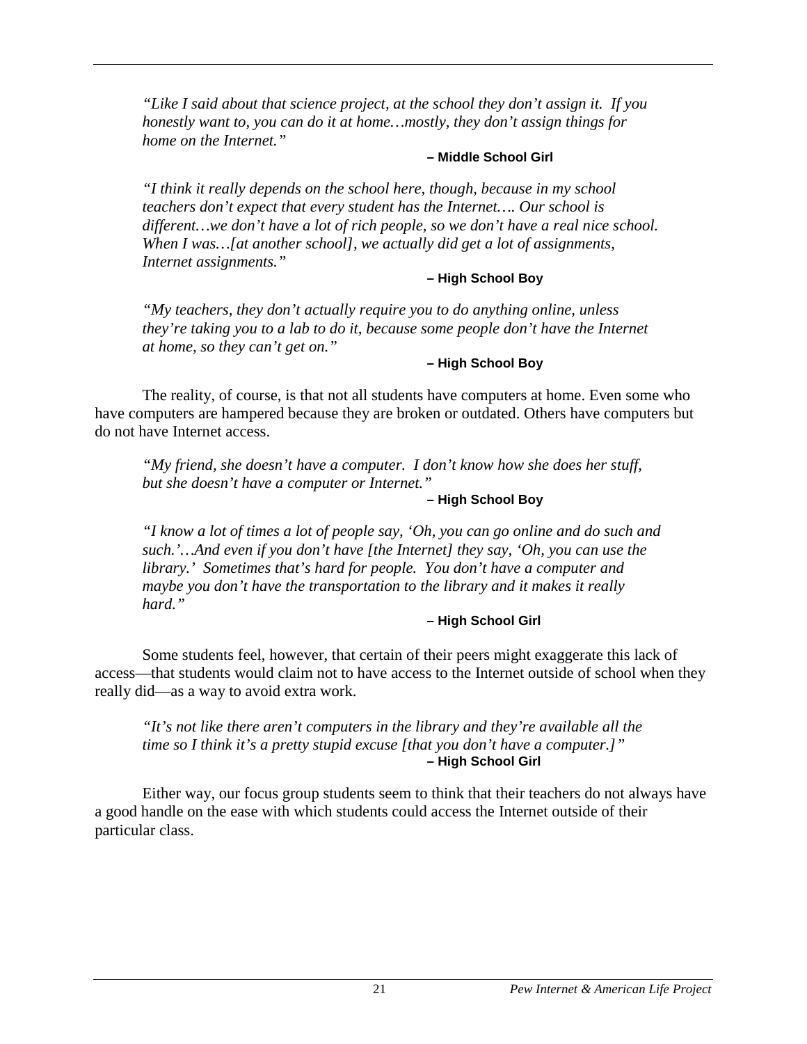*"Like I said about that science project, at the school they don't assign it. If you honestly want to, you can do it at home…mostly, they don't assign things for home on the Internet."*

**– Middle School Girl**

*"I think it really depends on the school here, though, because in my school teachers don't expect that every student has the Internet…. Our school is different…we don't have a lot of rich people, so we don't have a real nice school. When I was…[at another school], we actually did get a lot of assignments, Internet assignments."*

**– High School Boy**

*"My teachers, they don't actually require you to do anything online, unless they're taking you to a lab to do it, because some people don't have the Internet at home, so they can't get on."*

**– High School Boy**

The reality, of course, is that not all students have computers at home. Even some who have computers are hampered because they are broken or outdated. Others have computers but do not have Internet access.

*"My friend, she doesn't have a computer. I don't know how she does her stuff, but she doesn't have a computer or Internet."*

**– High School Boy**

*"I know a lot of times a lot of people say, 'Oh, you can go online and do such and such.'…And even if you don't have [the Internet] they say, 'Oh, you can use the library.' Sometimes that's hard for people. You don't have a computer and maybe you don't have the transportation to the library and it makes it really hard."*

**– High School Girl**

Some students feel, however, that certain of their peers might exaggerate this lack of access—that students would claim not to have access to the Internet outside of school when they really did—as a way to avoid extra work.

*"It's not like there aren't computers in the library and they're available all the time so I think it's a pretty stupid excuse [that you don't have a computer.]"*

**– High School Girl**

Either way, our focus group students seem to think that their teachers do not always have a good handle on the ease with which students could access the Internet outside of their particular class.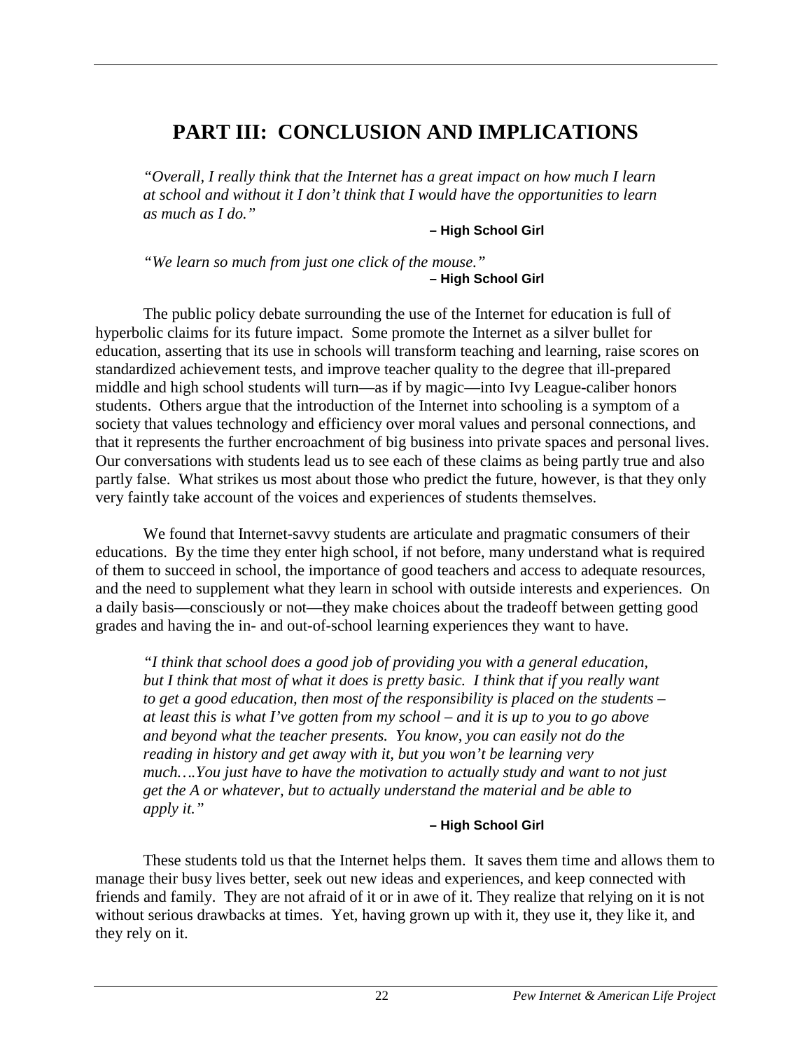# PART III: CONCLUSION AND IMPLICATIONS

> *"Overall, I really think that the Internet has a great impact on how much I learn at school and without it I don't think that I would have the opportunities to learn as much as I do."*
>
> **– High School Girl**

> *"We learn so much from just one click of the mouse."*
>
> **– High School Girl**

The public policy debate surrounding the use of the Internet for education is full of hyperbolic claims for its future impact. Some promote the Internet as a silver bullet for education, asserting that its use in schools will transform teaching and learning, raise scores on standardized achievement tests, and improve teacher quality to the degree that ill-prepared middle and high school students will turn—as if by magic—into Ivy League-caliber honors students. Others argue that the introduction of the Internet into schooling is a symptom of a society that values technology and efficiency over moral values and personal connections, and that it represents the further encroachment of big business into private spaces and personal lives. Our conversations with students lead us to see each of these claims as being partly true and also partly false. What strikes us most about those who predict the future, however, is that they only very faintly take account of the voices and experiences of students themselves.

We found that Internet-savvy students are articulate and pragmatic consumers of their educations. By the time they enter high school, if not before, many understand what is required of them to succeed in school, the importance of good teachers and access to adequate resources, and the need to supplement what they learn in school with outside interests and experiences. On a daily basis—consciously or not—they make choices about the tradeoff between getting good grades and having the in- and out-of-school learning experiences they want to have.

> *"I think that school does a good job of providing you with a general education, but I think that most of what it does is pretty basic. I think that if you really want to get a good education, then most of the responsibility is placed on the students – at least this is what I've gotten from my school – and it is up to you to go above and beyond what the teacher presents. You know, you can easily not do the reading in history and get away with it, but you won't be learning very much….You just have to have the motivation to actually study and want to not just get the A or whatever, but to actually understand the material and be able to apply it."*
>
> **– High School Girl**

These students told us that the Internet helps them. It saves them time and allows them to manage their busy lives better, seek out new ideas and experiences, and keep connected with friends and family. They are not afraid of it or in awe of it. They realize that relying on it is not without serious drawbacks at times. Yet, having grown up with it, they use it, they like it, and they rely on it.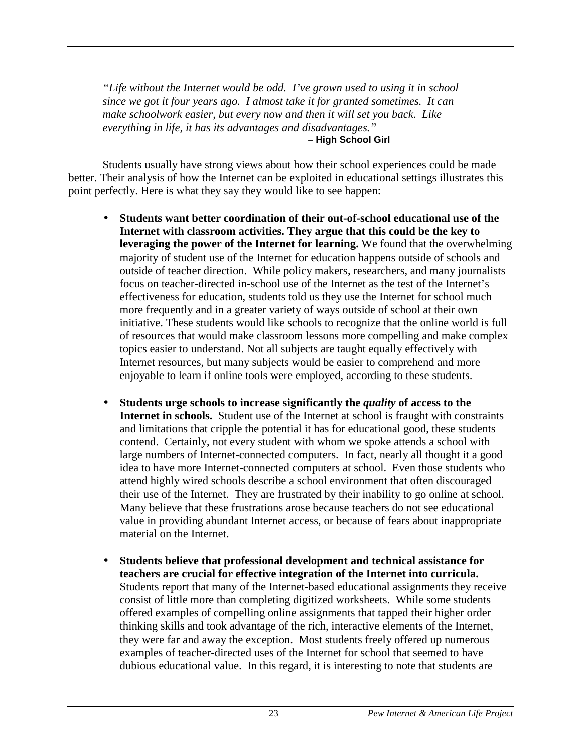*"Life without the Internet would be odd. I've grown used to using it in school since we got it four years ago. I almost take it for granted sometimes. It can make schoolwork easier, but every now and then it will set you back. Like everything in life, it has its advantages and disadvantages."*

**– High School Girl**

Students usually have strong views about how their school experiences could be made better. Their analysis of how the Internet can be exploited in educational settings illustrates this point perfectly. Here is what they say they would like to see happen:

- **Students want better coordination of their out-of-school educational use of the Internet with classroom activities. They argue that this could be the key to leveraging the power of the Internet for learning.** We found that the overwhelming majority of student use of the Internet for education happens outside of schools and outside of teacher direction. While policy makers, researchers, and many journalists focus on teacher-directed in-school use of the Internet as the test of the Internet's effectiveness for education, students told us they use the Internet for school much more frequently and in a greater variety of ways outside of school at their own initiative. These students would like schools to recognize that the online world is full of resources that would make classroom lessons more compelling and make complex topics easier to understand. Not all subjects are taught equally effectively with Internet resources, but many subjects would be easier to comprehend and more enjoyable to learn if online tools were employed, according to these students.

- **Students urge schools to increase significantly the *quality* of access to the Internet in schools.** Student use of the Internet at school is fraught with constraints and limitations that cripple the potential it has for educational good, these students contend. Certainly, not every student with whom we spoke attends a school with large numbers of Internet-connected computers. In fact, nearly all thought it a good idea to have more Internet-connected computers at school. Even those students who attend highly wired schools describe a school environment that often discouraged their use of the Internet. They are frustrated by their inability to go online at school. Many believe that these frustrations arose because teachers do not see educational value in providing abundant Internet access, or because of fears about inappropriate material on the Internet.

- **Students believe that professional development and technical assistance for teachers are crucial for effective integration of the Internet into curricula.** Students report that many of the Internet-based educational assignments they receive consist of little more than completing digitized worksheets. While some students offered examples of compelling online assignments that tapped their higher order thinking skills and took advantage of the rich, interactive elements of the Internet, they were far and away the exception. Most students freely offered up numerous examples of teacher-directed uses of the Internet for school that seemed to have dubious educational value. In this regard, it is interesting to note that students are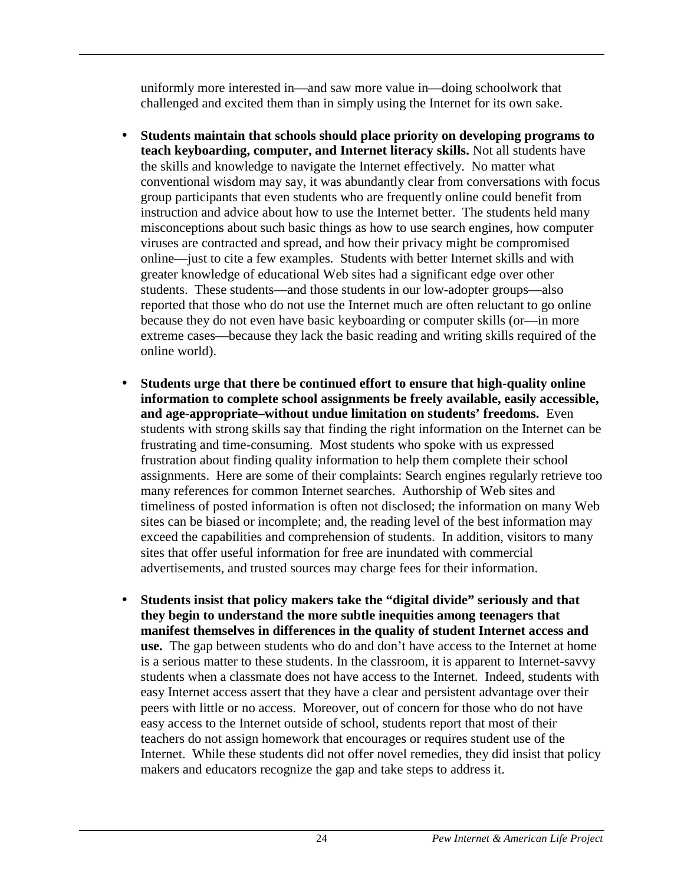uniformly more interested in—and saw more value in—doing schoolwork that challenged and excited them than in simply using the Internet for its own sake.

- **Students maintain that schools should place priority on developing programs to teach keyboarding, computer, and Internet literacy skills.** Not all students have the skills and knowledge to navigate the Internet effectively. No matter what conventional wisdom may say, it was abundantly clear from conversations with focus group participants that even students who are frequently online could benefit from instruction and advice about how to use the Internet better. The students held many misconceptions about such basic things as how to use search engines, how computer viruses are contracted and spread, and how their privacy might be compromised online—just to cite a few examples. Students with better Internet skills and with greater knowledge of educational Web sites had a significant edge over other students. These students—and those students in our low-adopter groups—also reported that those who do not use the Internet much are often reluctant to go online because they do not even have basic keyboarding or computer skills (or—in more extreme cases—because they lack the basic reading and writing skills required of the online world).

- **Students urge that there be continued effort to ensure that high-quality online information to complete school assignments be freely available, easily accessible, and age-appropriate–without undue limitation on students' freedoms.** Even students with strong skills say that finding the right information on the Internet can be frustrating and time-consuming. Most students who spoke with us expressed frustration about finding quality information to help them complete their school assignments. Here are some of their complaints: Search engines regularly retrieve too many references for common Internet searches. Authorship of Web sites and timeliness of posted information is often not disclosed; the information on many Web sites can be biased or incomplete; and, the reading level of the best information may exceed the capabilities and comprehension of students. In addition, visitors to many sites that offer useful information for free are inundated with commercial advertisements, and trusted sources may charge fees for their information.

- **Students insist that policy makers take the "digital divide" seriously and that they begin to understand the more subtle inequities among teenagers that manifest themselves in differences in the quality of student Internet access and use.** The gap between students who do and don't have access to the Internet at home is a serious matter to these students. In the classroom, it is apparent to Internet-savvy students when a classmate does not have access to the Internet. Indeed, students with easy Internet access assert that they have a clear and persistent advantage over their peers with little or no access. Moreover, out of concern for those who do not have easy access to the Internet outside of school, students report that most of their teachers do not assign homework that encourages or requires student use of the Internet. While these students did not offer novel remedies, they did insist that policy makers and educators recognize the gap and take steps to address it.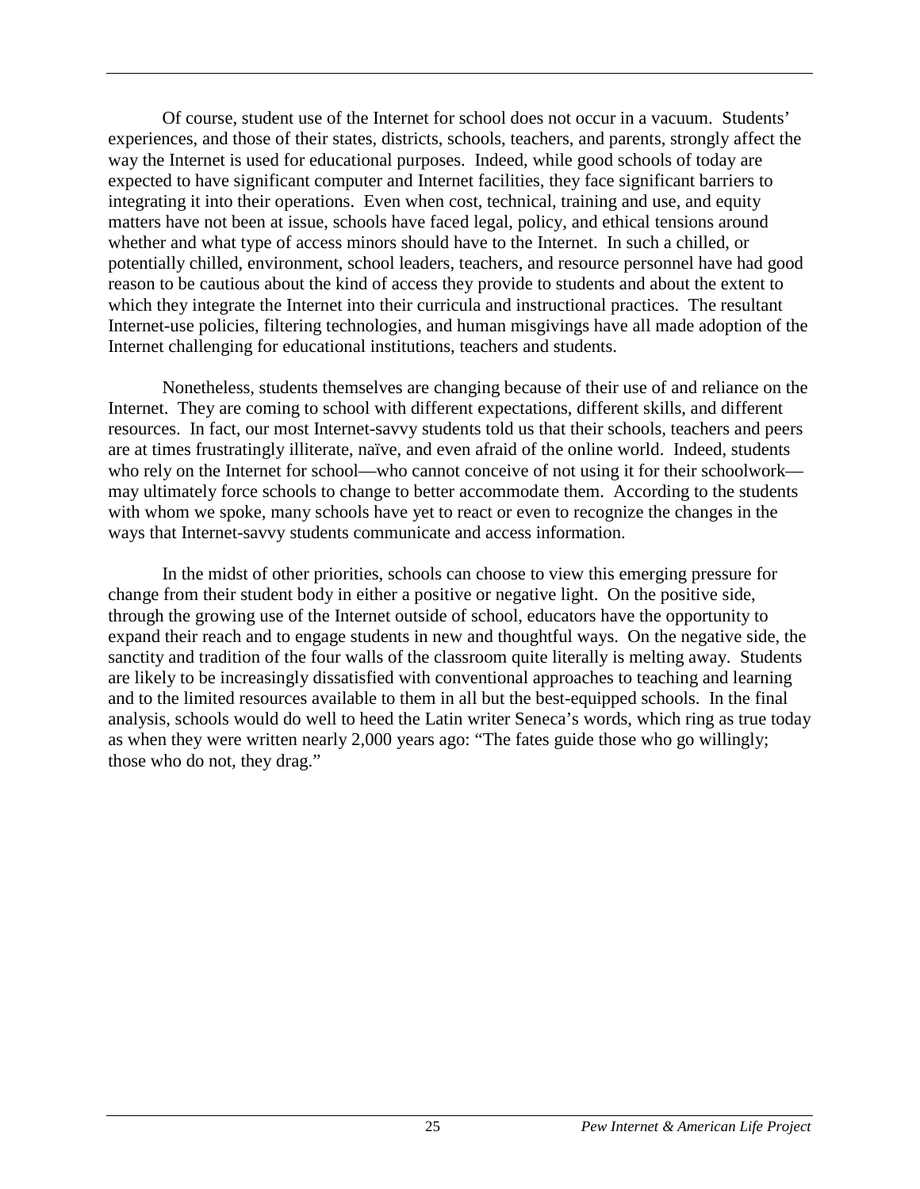Of course, student use of the Internet for school does not occur in a vacuum. Students' experiences, and those of their states, districts, schools, teachers, and parents, strongly affect the way the Internet is used for educational purposes. Indeed, while good schools of today are expected to have significant computer and Internet facilities, they face significant barriers to integrating it into their operations. Even when cost, technical, training and use, and equity matters have not been at issue, schools have faced legal, policy, and ethical tensions around whether and what type of access minors should have to the Internet. In such a chilled, or potentially chilled, environment, school leaders, teachers, and resource personnel have had good reason to be cautious about the kind of access they provide to students and about the extent to which they integrate the Internet into their curricula and instructional practices. The resultant Internet-use policies, filtering technologies, and human misgivings have all made adoption of the Internet challenging for educational institutions, teachers and students.

Nonetheless, students themselves are changing because of their use of and reliance on the Internet. They are coming to school with different expectations, different skills, and different resources. In fact, our most Internet-savvy students told us that their schools, teachers and peers are at times frustratingly illiterate, naïve, and even afraid of the online world. Indeed, students who rely on the Internet for school—who cannot conceive of not using it for their schoolwork—may ultimately force schools to change to better accommodate them. According to the students with whom we spoke, many schools have yet to react or even to recognize the changes in the ways that Internet-savvy students communicate and access information.

In the midst of other priorities, schools can choose to view this emerging pressure for change from their student body in either a positive or negative light. On the positive side, through the growing use of the Internet outside of school, educators have the opportunity to expand their reach and to engage students in new and thoughtful ways. On the negative side, the sanctity and tradition of the four walls of the classroom quite literally is melting away. Students are likely to be increasingly dissatisfied with conventional approaches to teaching and learning and to the limited resources available to them in all but the best-equipped schools. In the final analysis, schools would do well to heed the Latin writer Seneca's words, which ring as true today as when they were written nearly 2,000 years ago: "The fates guide those who go willingly; those who do not, they drag."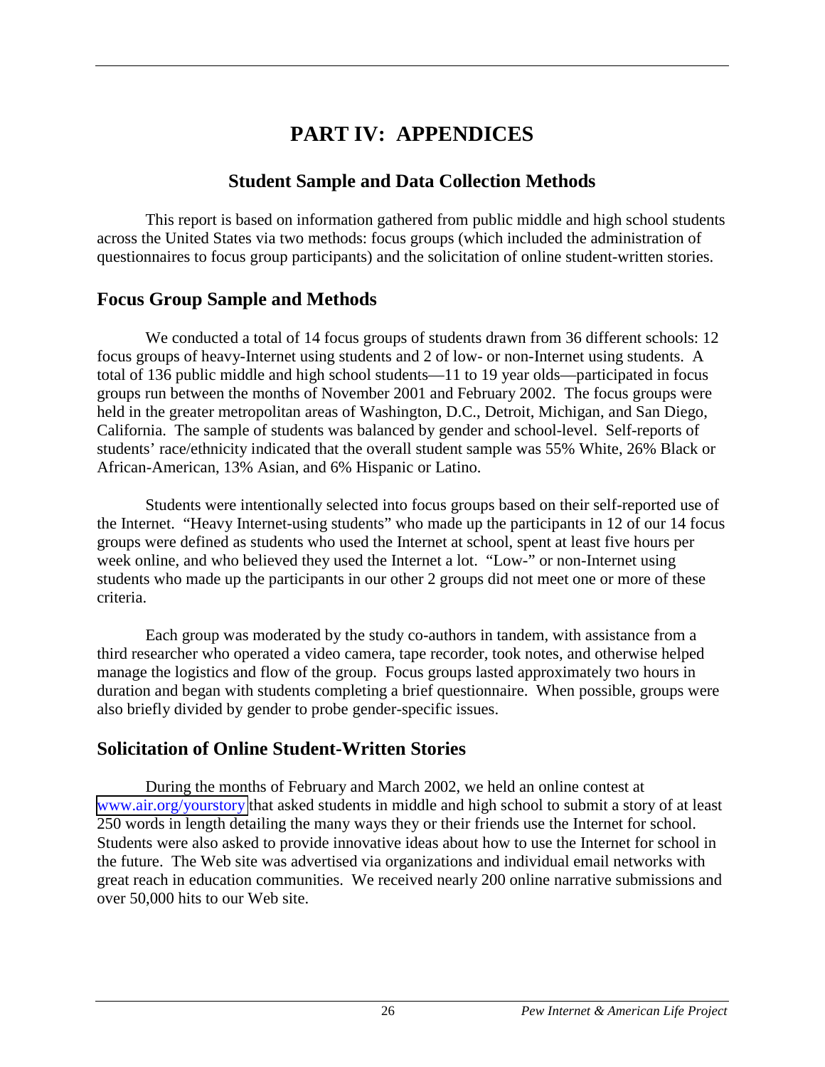# PART IV: APPENDICES

## Student Sample and Data Collection Methods

This report is based on information gathered from public middle and high school students across the United States via two methods: focus groups (which included the administration of questionnaires to focus group participants) and the solicitation of online student-written stories.

### Focus Group Sample and Methods

We conducted a total of 14 focus groups of students drawn from 36 different schools: 12 focus groups of heavy-Internet using students and 2 of low- or non-Internet using students. A total of 136 public middle and high school students—11 to 19 year olds—participated in focus groups run between the months of November 2001 and February 2002. The focus groups were held in the greater metropolitan areas of Washington, D.C., Detroit, Michigan, and San Diego, California. The sample of students was balanced by gender and school-level. Self-reports of students' race/ethnicity indicated that the overall student sample was 55% White, 26% Black or African-American, 13% Asian, and 6% Hispanic or Latino.

Students were intentionally selected into focus groups based on their self-reported use of the Internet. "Heavy Internet-using students" who made up the participants in 12 of our 14 focus groups were defined as students who used the Internet at school, spent at least five hours per week online, and who believed they used the Internet a lot. "Low-" or non-Internet using students who made up the participants in our other 2 groups did not meet one or more of these criteria.

Each group was moderated by the study co-authors in tandem, with assistance from a third researcher who operated a video camera, tape recorder, took notes, and otherwise helped manage the logistics and flow of the group. Focus groups lasted approximately two hours in duration and began with students completing a brief questionnaire. When possible, groups were also briefly divided by gender to probe gender-specific issues.

### Solicitation of Online Student-Written Stories

During the months of February and March 2002, we held an online contest at www.air.org/yourstory that asked students in middle and high school to submit a story of at least 250 words in length detailing the many ways they or their friends use the Internet for school. Students were also asked to provide innovative ideas about how to use the Internet for school in the future. The Web site was advertised via organizations and individual email networks with great reach in education communities. We received nearly 200 online narrative submissions and over 50,000 hits to our Web site.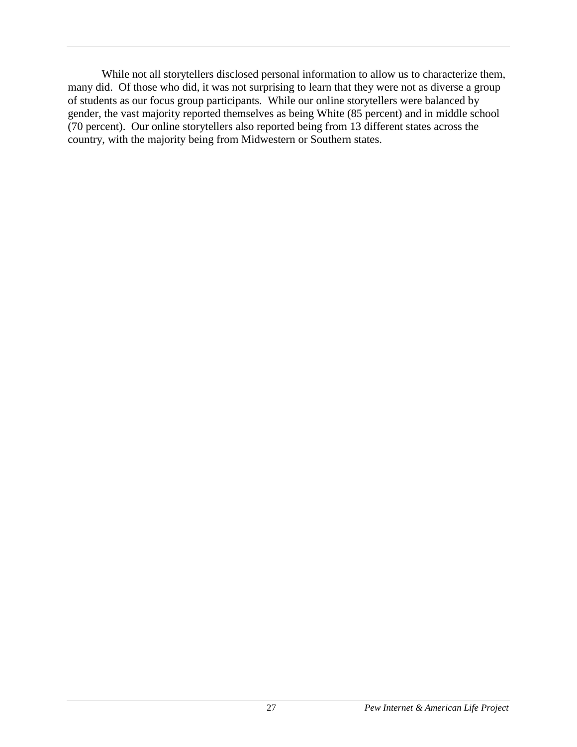While not all storytellers disclosed personal information to allow us to characterize them, many did. Of those who did, it was not surprising to learn that they were not as diverse a group of students as our focus group participants. While our online storytellers were balanced by gender, the vast majority reported themselves as being White (85 percent) and in middle school (70 percent). Our online storytellers also reported being from 13 different states across the country, with the majority being from Midwestern or Southern states.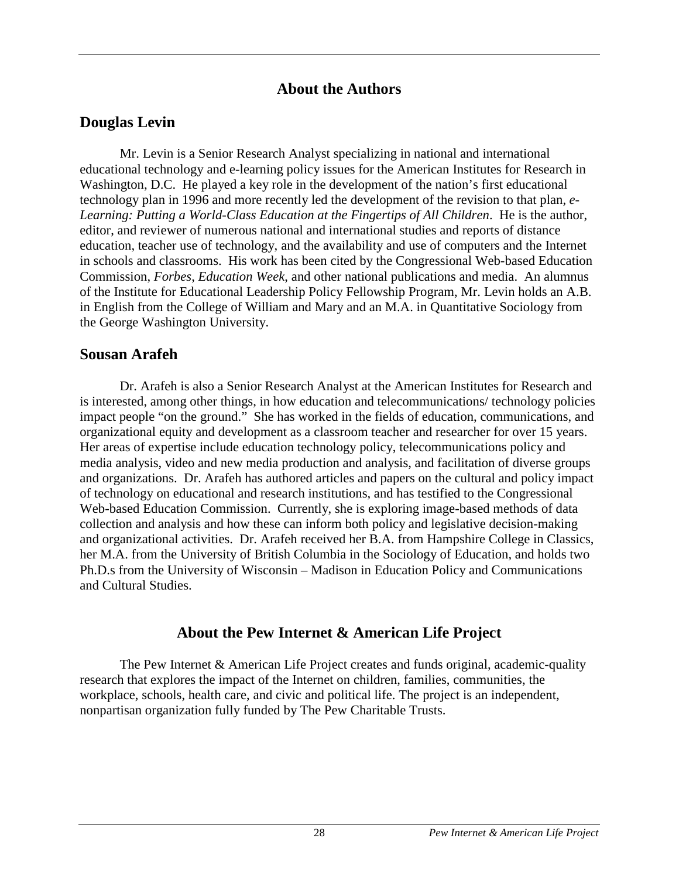## About the Authors

### Douglas Levin

Mr. Levin is a Senior Research Analyst specializing in national and international educational technology and e-learning policy issues for the American Institutes for Research in Washington, D.C. He played a key role in the development of the nation's first educational technology plan in 1996 and more recently led the development of the revision to that plan, *e-Learning: Putting a World-Class Education at the Fingertips of All Children*. He is the author, editor, and reviewer of numerous national and international studies and reports of distance education, teacher use of technology, and the availability and use of computers and the Internet in schools and classrooms. His work has been cited by the Congressional Web-based Education Commission, *Forbes*, *Education Week*, and other national publications and media. An alumnus of the Institute for Educational Leadership Policy Fellowship Program, Mr. Levin holds an A.B. in English from the College of William and Mary and an M.A. in Quantitative Sociology from the George Washington University.

### Sousan Arafeh

Dr. Arafeh is also a Senior Research Analyst at the American Institutes for Research and is interested, among other things, in how education and telecommunications/ technology policies impact people "on the ground." She has worked in the fields of education, communications, and organizational equity and development as a classroom teacher and researcher for over 15 years. Her areas of expertise include education technology policy, telecommunications policy and media analysis, video and new media production and analysis, and facilitation of diverse groups and organizations. Dr. Arafeh has authored articles and papers on the cultural and policy impact of technology on educational and research institutions, and has testified to the Congressional Web-based Education Commission. Currently, she is exploring image-based methods of data collection and analysis and how these can inform both policy and legislative decision-making and organizational activities. Dr. Arafeh received her B.A. from Hampshire College in Classics, her M.A. from the University of British Columbia in the Sociology of Education, and holds two Ph.D.s from the University of Wisconsin – Madison in Education Policy and Communications and Cultural Studies.

## About the Pew Internet & American Life Project

The Pew Internet & American Life Project creates and funds original, academic-quality research that explores the impact of the Internet on children, families, communities, the workplace, schools, health care, and civic and political life. The project is an independent, nonpartisan organization fully funded by The Pew Charitable Trusts.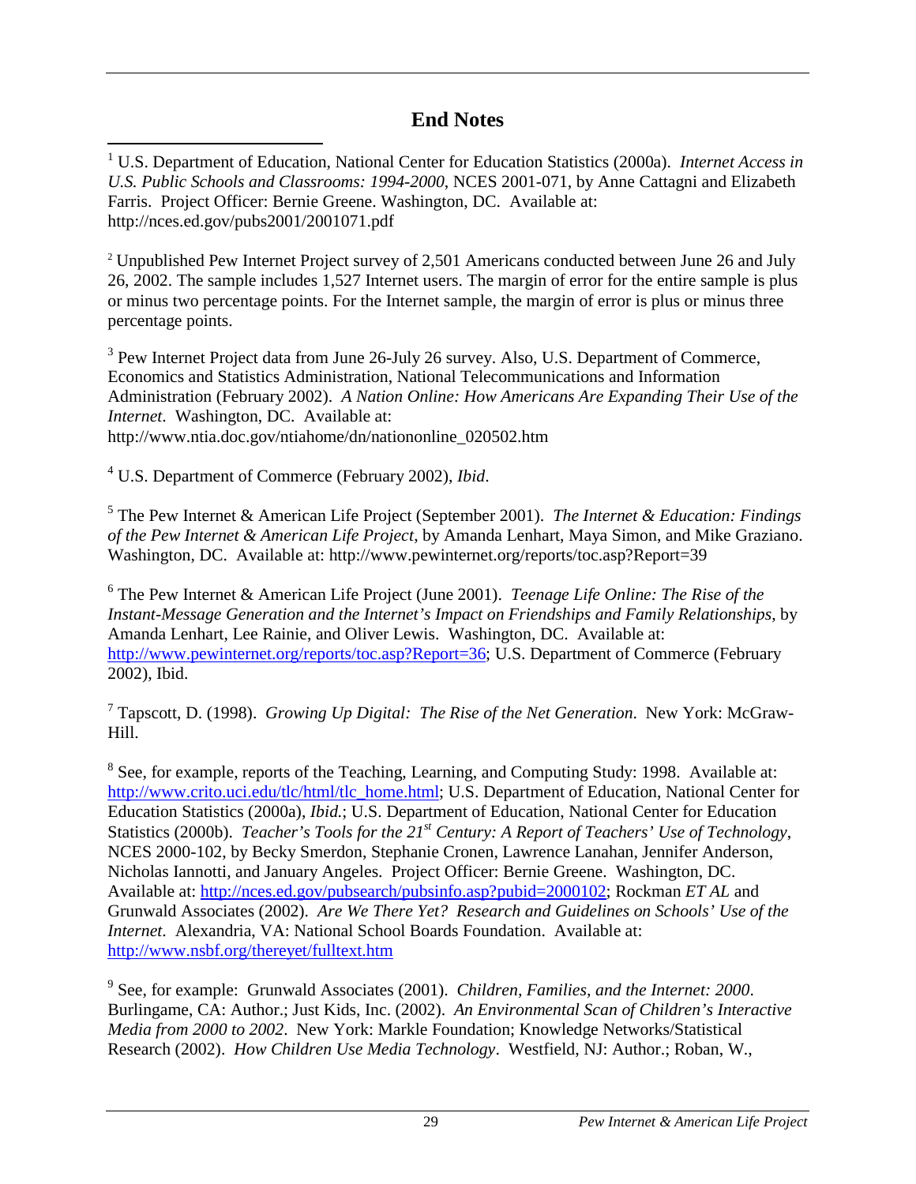## End Notes

[1] U.S. Department of Education, National Center for Education Statistics (2000a). *Internet Access in U.S. Public Schools and Classrooms: 1994-2000*, NCES 2001-071, by Anne Cattagni and Elizabeth Farris. Project Officer: Bernie Greene. Washington, DC. Available at: http://nces.ed.gov/pubs2001/2001071.pdf

[2] Unpublished Pew Internet Project survey of 2,501 Americans conducted between June 26 and July 26, 2002. The sample includes 1,527 Internet users. The margin of error for the entire sample is plus or minus two percentage points. For the Internet sample, the margin of error is plus or minus three percentage points.

[3] Pew Internet Project data from June 26-July 26 survey. Also, U.S. Department of Commerce, Economics and Statistics Administration, National Telecommunications and Information Administration (February 2002). *A Nation Online: How Americans Are Expanding Their Use of the Internet*. Washington, DC. Available at: http://www.ntia.doc.gov/ntiahome/dn/nationonline_020502.htm

[4] U.S. Department of Commerce (February 2002), *Ibid*.

[5] The Pew Internet & American Life Project (September 2001). *The Internet & Education: Findings of the Pew Internet & American Life Project*, by Amanda Lenhart, Maya Simon, and Mike Graziano. Washington, DC. Available at: http://www.pewinternet.org/reports/toc.asp?Report=39

[6] The Pew Internet & American Life Project (June 2001). *Teenage Life Online: The Rise of the Instant-Message Generation and the Internet's Impact on Friendships and Family Relationships*, by Amanda Lenhart, Lee Rainie, and Oliver Lewis. Washington, DC. Available at: http://www.pewinternet.org/reports/toc.asp?Report=36; U.S. Department of Commerce (February 2002), Ibid.

[7] Tapscott, D. (1998). *Growing Up Digital: The Rise of the Net Generation.* New York: McGraw-Hill.

[8] See, for example, reports of the Teaching, Learning, and Computing Study: 1998. Available at: http://www.crito.uci.edu/tlc/html/tlc_home.html; U.S. Department of Education, National Center for Education Statistics (2000a), *Ibid.*; U.S. Department of Education, National Center for Education Statistics (2000b). *Teacher's Tools for the 21st Century: A Report of Teachers' Use of Technology*, NCES 2000-102, by Becky Smerdon, Stephanie Cronen, Lawrence Lanahan, Jennifer Anderson, Nicholas Iannotti, and January Angeles. Project Officer: Bernie Greene. Washington, DC. Available at: http://nces.ed.gov/pubsearch/pubsinfo.asp?pubid=2000102; Rockman *ET AL* and Grunwald Associates (2002). *Are We There Yet? Research and Guidelines on Schools' Use of the Internet*. Alexandria, VA: National School Boards Foundation. Available at: http://www.nsbf.org/thereyet/fulltext.htm

[9] See, for example: Grunwald Associates (2001). *Children, Families, and the Internet: 2000*. Burlingame, CA: Author.; Just Kids, Inc. (2002). *An Environmental Scan of Children's Interactive Media from 2000 to 2002*. New York: Markle Foundation; Knowledge Networks/Statistical Research (2002). *How Children Use Media Technology*. Westfield, NJ: Author.; Roban, W.,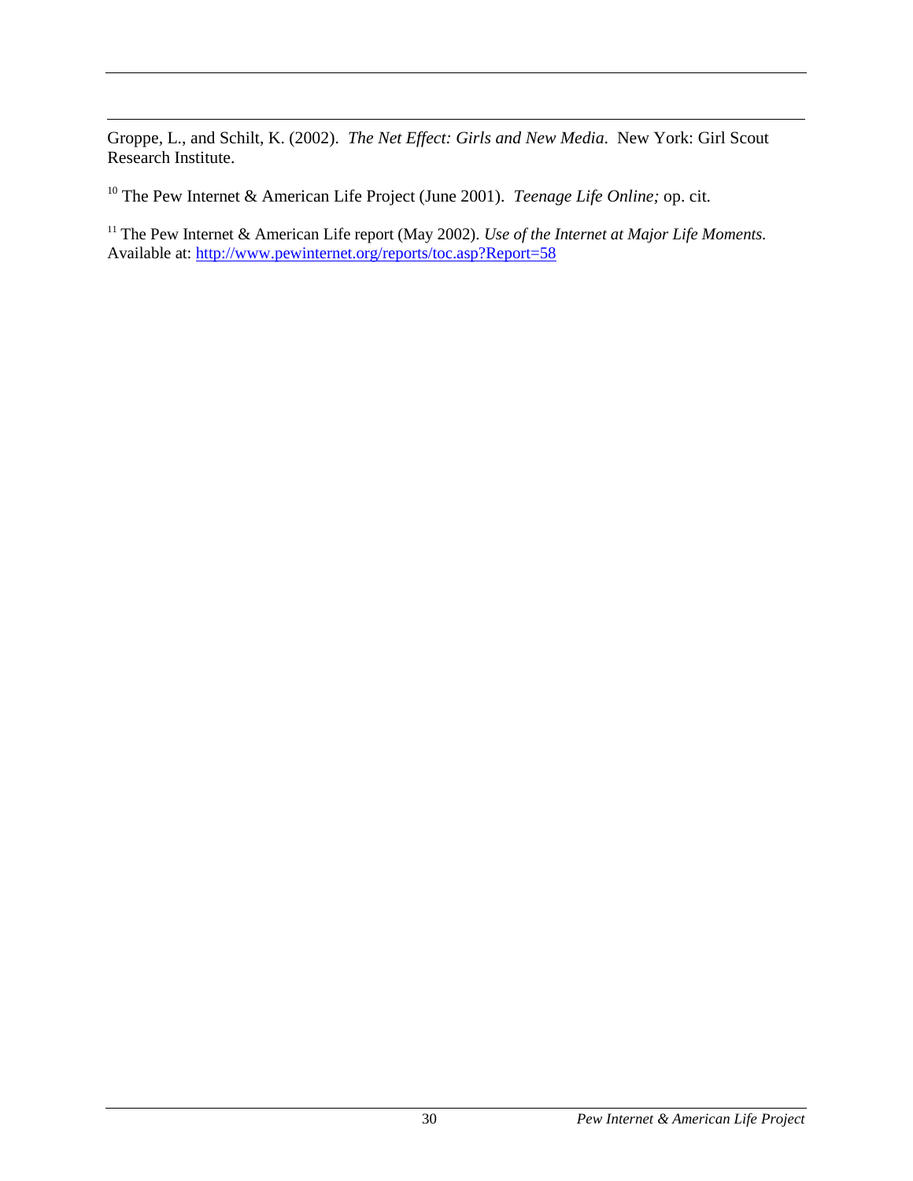Groppe, L., and Schilt, K. (2002). *The Net Effect: Girls and New Media*. New York: Girl Scout Research Institute.

[10] The Pew Internet & American Life Project (June 2001). *Teenage Life Online;* op. cit.

[11] The Pew Internet & American Life report (May 2002). *Use of the Internet at Major Life Moments.* Available at: http://www.pewinternet.org/reports/toc.asp?Report=58